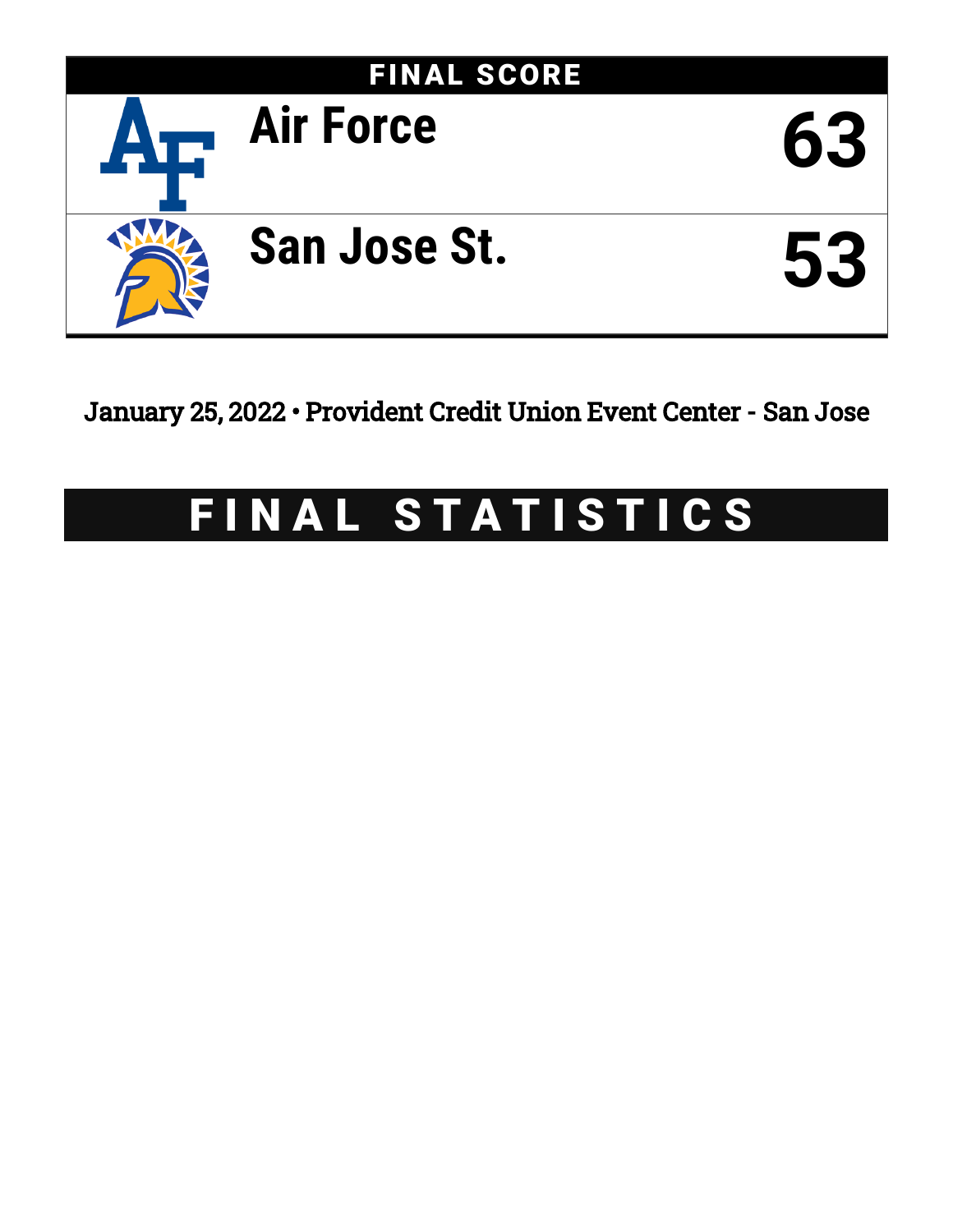## FINAL SCORE

| | |
|---|---|
| Air Force | 63 |
| San Jose St. | 53 |

January 25, 2022 • Provident Credit Union Event Center - San Jose

# FINAL STATISTICS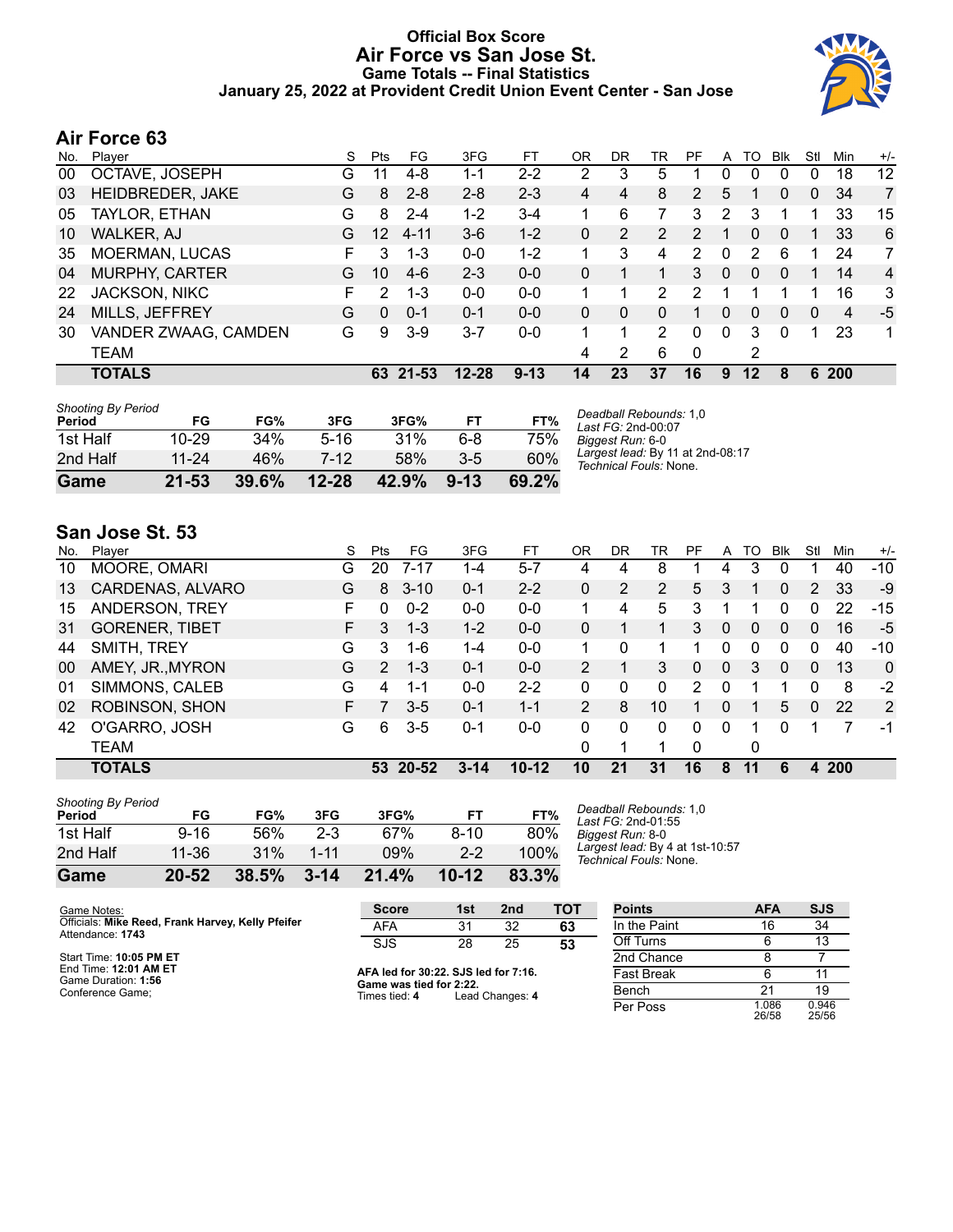# Official Box Score
# Air Force vs San Jose St.
## Game Totals -- Final Statistics
## January 25, 2022 at Provident Credit Union Event Center - San Jose

## Air Force 63

| No. | Player | S | Pts | FG | 3FG | FT | OR | DR | TR | PF | A | TO | Blk | Stl | Min | +/- |
|---|---|---|---|---|---|---|---|---|---|---|---|---|---|---|---|---|
| 00 | OCTAVE, JOSEPH | G | 11 | 4-8 | 1-1 | 2-2 | 2 | 3 | 5 | 1 | 0 | 0 | 0 | 0 | 18 | 12 |
| 03 | HEIDBREDER, JAKE | G | 8 | 2-8 | 2-8 | 2-3 | 4 | 4 | 8 | 2 | 5 | 1 | 0 | 0 | 34 | 7 |
| 05 | TAYLOR, ETHAN | G | 8 | 2-4 | 1-2 | 3-4 | 1 | 6 | 7 | 3 | 2 | 3 | 1 | 1 | 33 | 15 |
| 10 | WALKER, AJ | G | 12 | 4-11 | 3-6 | 1-2 | 0 | 2 | 2 | 2 | 1 | 0 | 0 | 1 | 33 | 6 |
| 35 | MOERMAN, LUCAS | F | 3 | 1-3 | 0-0 | 1-2 | 1 | 3 | 4 | 2 | 0 | 2 | 6 | 1 | 24 | 7 |
| 04 | MURPHY, CARTER | G | 10 | 4-6 | 2-3 | 0-0 | 0 | 1 | 1 | 3 | 0 | 0 | 0 | 1 | 14 | 4 |
| 22 | JACKSON, NIKC | F | 2 | 1-3 | 0-0 | 0-0 | 1 | 1 | 2 | 2 | 1 | 1 | 1 | 1 | 16 | 3 |
| 24 | MILLS, JEFFREY | G | 0 | 0-1 | 0-1 | 0-0 | 0 | 0 | 0 | 1 | 0 | 0 | 0 | 0 | 4 | -5 |
| 30 | VANDER ZWAAG, CAMDEN | G | 9 | 3-9 | 3-7 | 0-0 | 1 | 1 | 2 | 0 | 0 | 3 | 0 | 1 | 23 | 1 |
| | TEAM | | | | | | 4 | 2 | 6 | 0 | | 2 | | | | |
| | **TOTALS** | | **63** | **21-53** | **12-28** | **9-13** | **14** | **23** | **37** | **16** | **9** | **12** | **8** | **6** | **200** | |

*Shooting By Period*

| Period | FG | FG% | 3FG | 3FG% | FT | FT% |
|---|---|---|---|---|---|---|
| 1st Half | 10-29 | 34% | 5-16 | 31% | 6-8 | 75% |
| 2nd Half | 11-24 | 46% | 7-12 | 58% | 3-5 | 60% |
| **Game** | **21-53** | **39.6%** | **12-28** | **42.9%** | **9-13** | **69.2%** |

*Deadball Rebounds:* 1,0
*Last FG:* 2nd-00:07
*Biggest Run:* 6-0
*Largest lead:* By 11 at 2nd-08:17
*Technical Fouls:* None.

## San Jose St. 53

| No. | Player | S | Pts | FG | 3FG | FT | OR | DR | TR | PF | A | TO | Blk | Stl | Min | +/- |
|---|---|---|---|---|---|---|---|---|---|---|---|---|---|---|---|---|
| 10 | MOORE, OMARI | G | 20 | 7-17 | 1-4 | 5-7 | 4 | 4 | 8 | 1 | 4 | 3 | 0 | 1 | 40 | -10 |
| 13 | CARDENAS, ALVARO | G | 8 | 3-10 | 0-1 | 2-2 | 0 | 2 | 2 | 5 | 3 | 1 | 0 | 2 | 33 | -9 |
| 15 | ANDERSON, TREY | F | 0 | 0-2 | 0-0 | 0-0 | 1 | 4 | 5 | 3 | 1 | 1 | 0 | 0 | 22 | -15 |
| 31 | GORENER, TIBET | F | 3 | 1-3 | 1-2 | 0-0 | 0 | 1 | 1 | 3 | 0 | 0 | 0 | 0 | 16 | -5 |
| 44 | SMITH, TREY | G | 3 | 1-6 | 1-4 | 0-0 | 1 | 0 | 1 | 1 | 0 | 0 | 0 | 0 | 40 | -10 |
| 00 | AMEY, JR.,MYRON | G | 2 | 1-3 | 0-1 | 0-0 | 2 | 1 | 3 | 0 | 0 | 3 | 0 | 0 | 13 | 0 |
| 01 | SIMMONS, CALEB | G | 4 | 1-1 | 0-0 | 2-2 | 0 | 0 | 0 | 2 | 0 | 1 | 1 | 0 | 8 | -2 |
| 02 | ROBINSON, SHON | F | 7 | 3-5 | 0-1 | 1-1 | 2 | 8 | 10 | 1 | 0 | 1 | 5 | 0 | 22 | 2 |
| 42 | O'GARRO, JOSH | G | 6 | 3-5 | 0-1 | 0-0 | 0 | 0 | 0 | 0 | 0 | 1 | 0 | 1 | 7 | -1 |
| | TEAM | | | | | | 0 | 1 | 1 | 0 | | 0 | | | | |
| | **TOTALS** | | **53** | **20-52** | **3-14** | **10-12** | **10** | **21** | **31** | **16** | **8** | **11** | **6** | **4** | **200** | |

*Shooting By Period*

| Period | FG | FG% | 3FG | 3FG% | FT | FT% |
|---|---|---|---|---|---|---|
| 1st Half | 9-16 | 56% | 2-3 | 67% | 8-10 | 80% |
| 2nd Half | 11-36 | 31% | 1-11 | 09% | 2-2 | 100% |
| **Game** | **20-52** | **38.5%** | **3-14** | **21.4%** | **10-12** | **83.3%** |

*Deadball Rebounds:* 1,0
*Last FG:* 2nd-01:55
*Biggest Run:* 8-0
*Largest lead:* By 4 at 1st-10:57
*Technical Fouls:* None.

Game Notes:
Officials: **Mike Reed, Frank Harvey, Kelly Pfeifer**
Attendance: **1743**

Start Time: **10:05 PM ET**
End Time: **12:01 AM ET**
Game Duration: **1:56**
Conference Game;

| Score | 1st | 2nd | TOT |
|---|---|---|---|
| AFA | 31 | 32 | **63** |
| SJS | 28 | 25 | **53** |

**AFA led for 30:22. SJS led for 7:16.**
**Game was tied for 2:22.**
Times tied: **4** Lead Changes: **4**

| Points | AFA | SJS |
|---|---|---|
| In the Paint | 16 | 34 |
| Off Turns | 6 | 13 |
| 2nd Chance | 8 | 7 |
| Fast Break | 6 | 11 |
| Bench | 21 | 19 |
| Per Poss | 1.086 26/58 | 0.946 25/56 |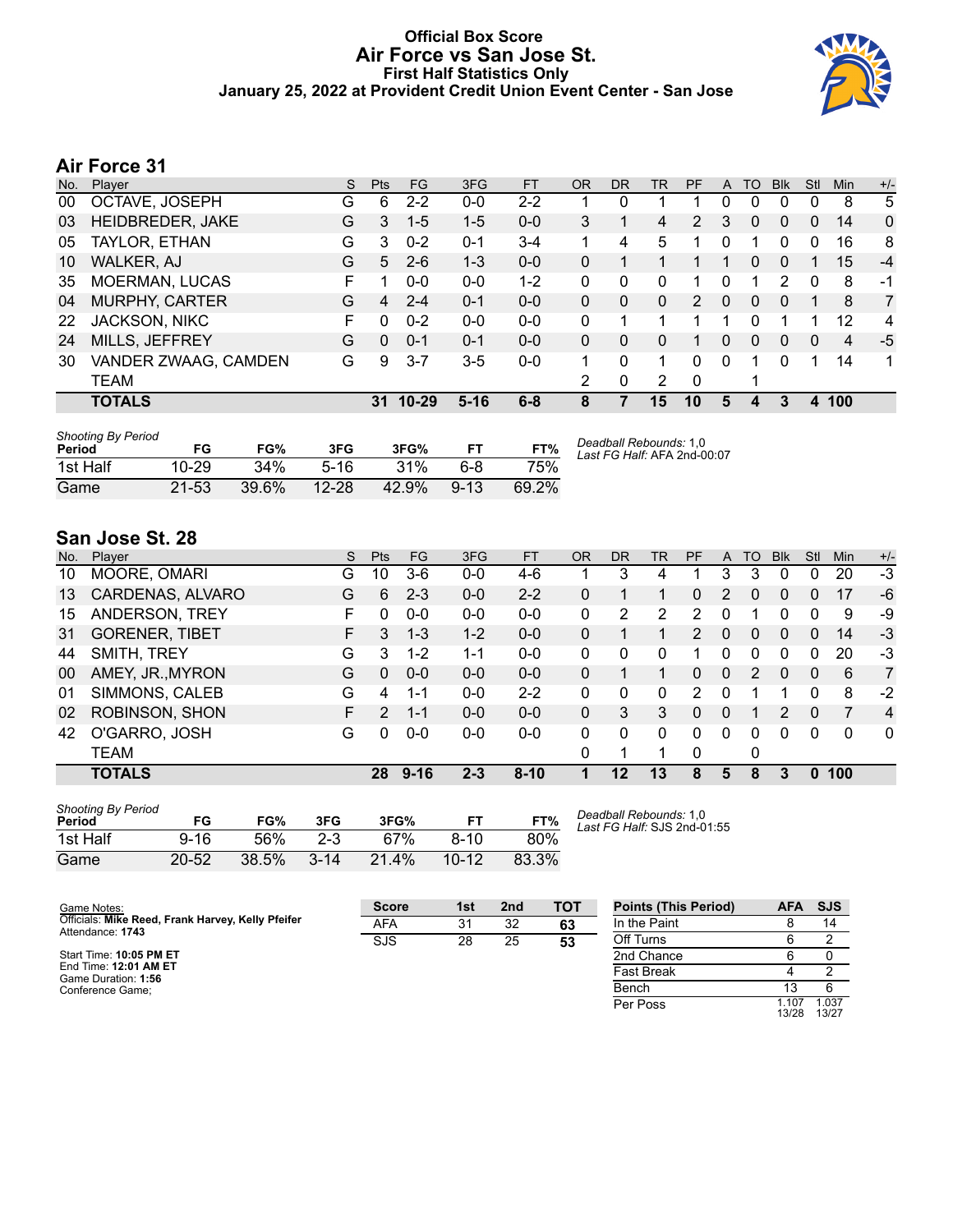# Official Box Score
## Air Force vs San Jose St.
### First Half Statistics Only
### January 25, 2022 at Provident Credit Union Event Center - San Jose

## Air Force 31

| No. | Player | S | Pts | FG | 3FG | FT | OR | DR | TR | PF | A | TO | Blk | Stl | Min | +/- |
|---|---|---|---|---|---|---|---|---|---|---|---|---|---|---|---|---|
| 00 | OCTAVE, JOSEPH | G | 6 | 2-2 | 0-0 | 2-2 | 1 | 0 | 1 | 1 | 0 | 0 | 0 | 0 | 8 | 5 |
| 03 | HEIDBREDER, JAKE | G | 3 | 1-5 | 1-5 | 0-0 | 3 | 1 | 4 | 2 | 3 | 0 | 0 | 0 | 14 | 0 |
| 05 | TAYLOR, ETHAN | G | 3 | 0-2 | 0-1 | 3-4 | 1 | 4 | 5 | 1 | 0 | 1 | 0 | 0 | 16 | 8 |
| 10 | WALKER, AJ | G | 5 | 2-6 | 1-3 | 0-0 | 0 | 1 | 1 | 1 | 1 | 0 | 0 | 1 | 15 | -4 |
| 35 | MOERMAN, LUCAS | F | 1 | 0-0 | 0-0 | 1-2 | 0 | 0 | 0 | 1 | 0 | 1 | 2 | 0 | 8 | -1 |
| 04 | MURPHY, CARTER | G | 4 | 2-4 | 0-1 | 0-0 | 0 | 0 | 0 | 2 | 0 | 0 | 0 | 1 | 8 | 7 |
| 22 | JACKSON, NIKC | F | 0 | 0-2 | 0-0 | 0-0 | 0 | 1 | 1 | 1 | 1 | 0 | 1 | 1 | 12 | 4 |
| 24 | MILLS, JEFFREY | G | 0 | 0-1 | 0-1 | 0-0 | 0 | 0 | 0 | 1 | 0 | 0 | 0 | 0 | 4 | -5 |
| 30 | VANDER ZWAAG, CAMDEN | G | 9 | 3-7 | 3-5 | 0-0 | 1 | 0 | 1 | 0 | 0 | 1 | 0 | 1 | 14 | 1 |
| | TEAM | | | | | | 2 | 0 | 2 | 0 | | 1 | | | | |
| | **TOTALS** | | **31** | **10-29** | **5-16** | **6-8** | **8** | **7** | **15** | **10** | **5** | **4** | **3** | **4** | **100** | |

| Shooting By Period Period | FG | FG% | 3FG | 3FG% | FT | FT% |
|---|---|---|---|---|---|---|
| 1st Half | 10-29 | 34% | 5-16 | 31% | 6-8 | 75% |
| Game | 21-53 | 39.6% | 12-28 | 42.9% | 9-13 | 69.2% |

*Deadball Rebounds:* 1,0
*Last FG Half:* AFA 2nd-00:07

## San Jose St. 28

| No. | Player | S | Pts | FG | 3FG | FT | OR | DR | TR | PF | A | TO | Blk | Stl | Min | +/- |
|---|---|---|---|---|---|---|---|---|---|---|---|---|---|---|---|---|
| 10 | MOORE, OMARI | G | 10 | 3-6 | 0-0 | 4-6 | 1 | 3 | 4 | 1 | 3 | 3 | 0 | 0 | 20 | -3 |
| 13 | CARDENAS, ALVARO | G | 6 | 2-3 | 0-0 | 2-2 | 0 | 1 | 1 | 0 | 2 | 0 | 0 | 0 | 17 | -6 |
| 15 | ANDERSON, TREY | F | 0 | 0-0 | 0-0 | 0-0 | 0 | 2 | 2 | 2 | 0 | 1 | 0 | 0 | 9 | -9 |
| 31 | GORENER, TIBET | F | 3 | 1-3 | 1-2 | 0-0 | 0 | 1 | 1 | 2 | 0 | 0 | 0 | 0 | 14 | -3 |
| 44 | SMITH, TREY | G | 3 | 1-2 | 1-1 | 0-0 | 0 | 0 | 0 | 1 | 0 | 0 | 0 | 0 | 20 | -3 |
| 00 | AMEY, JR.,MYRON | G | 0 | 0-0 | 0-0 | 0-0 | 0 | 1 | 1 | 0 | 0 | 2 | 0 | 0 | 6 | 7 |
| 01 | SIMMONS, CALEB | G | 4 | 1-1 | 0-0 | 2-2 | 0 | 0 | 0 | 2 | 0 | 1 | 1 | 0 | 8 | -2 |
| 02 | ROBINSON, SHON | F | 2 | 1-1 | 0-0 | 0-0 | 0 | 3 | 3 | 0 | 0 | 1 | 2 | 0 | 7 | 4 |
| 42 | O'GARRO, JOSH | G | 0 | 0-0 | 0-0 | 0-0 | 0 | 0 | 0 | 0 | 0 | 0 | 0 | 0 | 0 | 0 |
| | TEAM | | | | | | 0 | 1 | 1 | 0 | | 0 | | | | |
| | **TOTALS** | | **28** | **9-16** | **2-3** | **8-10** | **1** | **12** | **13** | **8** | **5** | **8** | **3** | **0** | **100** | |

| Shooting By Period Period | FG | FG% | 3FG | 3FG% | FT | FT% |
|---|---|---|---|---|---|---|
| 1st Half | 9-16 | 56% | 2-3 | 67% | 8-10 | 80% |
| Game | 20-52 | 38.5% | 3-14 | 21.4% | 10-12 | 83.3% |

*Deadball Rebounds:* 1,0
*Last FG Half:* SJS 2nd-01:55

Game Notes:
Officials: **Mike Reed, Frank Harvey, Kelly Pfeifer**
Attendance: **1743**

Start Time: **10:05 PM ET**
End Time: **12:01 AM ET**
Game Duration: **1:56**
Conference Game;

| Score | 1st | 2nd | TOT |
|---|---|---|---|
| AFA | 31 | 32 | **63** |
| SJS | 28 | 25 | **53** |

| Points (This Period) | AFA | SJS |
|---|---|---|
| In the Paint | 8 | 14 |
| Off Turns | 6 | 2 |
| 2nd Chance | 6 | 0 |
| Fast Break | 4 | 2 |
| Bench | 13 | 6 |
| Per Poss | 1.107 13/28 | 1.037 13/27 |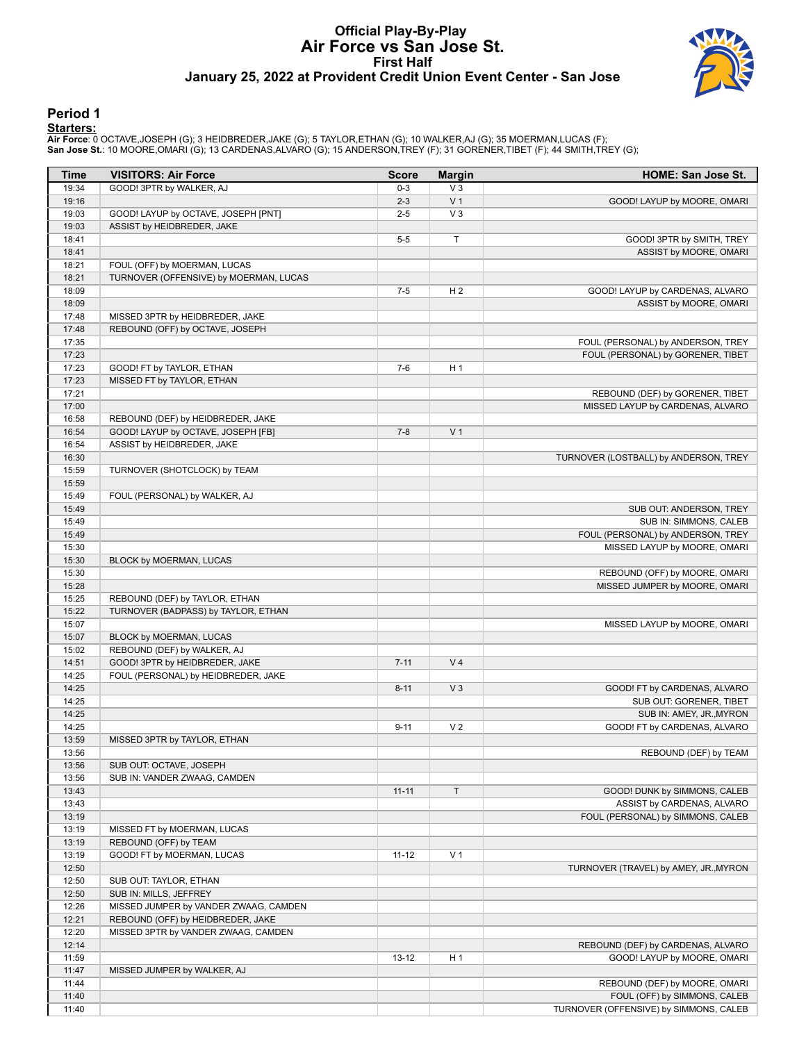# Official Play-By-Play
# Air Force vs San Jose St.
## First Half
## January 25, 2022 at Provident Credit Union Event Center - San Jose

### Period 1

**Starters:**

**Air Force**: 0 OCTAVE,JOSEPH (G); 3 HEIDBREDER,JAKE (G); 5 TAYLOR,ETHAN (G); 10 WALKER,AJ (G); 35 MOERMAN,LUCAS (F);
**San Jose St.**: 10 MOORE,OMARI (G); 13 CARDENAS,ALVARO (G); 15 ANDERSON,TREY (F); 31 GORENER,TIBET (F); 44 SMITH,TREY (G);

| Time | VISITORS: Air Force | Score | Margin | HOME: San Jose St. |
|---|---|---|---|---|
| 19:34 | GOOD! 3PTR by WALKER, AJ | 0-3 | V 3 | |
| 19:16 | | 2-3 | V 1 | GOOD! LAYUP by MOORE, OMARI |
| 19:03 | GOOD! LAYUP by OCTAVE, JOSEPH [PNT] | 2-5 | V 3 | |
| 19:03 | ASSIST by HEIDBREDER, JAKE | | | |
| 18:41 | | 5-5 | T | GOOD! 3PTR by SMITH, TREY |
| 18:41 | | | | ASSIST by MOORE, OMARI |
| 18:21 | FOUL (OFF) by MOERMAN, LUCAS | | | |
| 18:21 | TURNOVER (OFFENSIVE) by MOERMAN, LUCAS | | | |
| 18:09 | | 7-5 | H 2 | GOOD! LAYUP by CARDENAS, ALVARO |
| 18:09 | | | | ASSIST by MOORE, OMARI |
| 17:48 | MISSED 3PTR by HEIDBREDER, JAKE | | | |
| 17:48 | REBOUND (OFF) by OCTAVE, JOSEPH | | | |
| 17:35 | | | | FOUL (PERSONAL) by ANDERSON, TREY |
| 17:23 | | | | FOUL (PERSONAL) by GORENER, TIBET |
| 17:23 | GOOD! FT by TAYLOR, ETHAN | 7-6 | H 1 | |
| 17:23 | MISSED FT by TAYLOR, ETHAN | | | |
| 17:21 | | | | REBOUND (DEF) by GORENER, TIBET |
| 17:00 | | | | MISSED LAYUP by CARDENAS, ALVARO |
| 16:58 | REBOUND (DEF) by HEIDBREDER, JAKE | | | |
| 16:54 | GOOD! LAYUP by OCTAVE, JOSEPH [FB] | 7-8 | V 1 | |
| 16:54 | ASSIST by HEIDBREDER, JAKE | | | |
| 16:30 | | | | TURNOVER (LOSTBALL) by ANDERSON, TREY |
| 15:59 | TURNOVER (SHOTCLOCK) by TEAM | | | |
| 15:59 | | | | |
| 15:49 | FOUL (PERSONAL) by WALKER, AJ | | | |
| 15:49 | | | | SUB OUT: ANDERSON, TREY |
| 15:49 | | | | SUB IN: SIMMONS, CALEB |
| 15:49 | | | | FOUL (PERSONAL) by ANDERSON, TREY |
| 15:30 | | | | MISSED LAYUP by MOORE, OMARI |
| 15:30 | BLOCK by MOERMAN, LUCAS | | | |
| 15:30 | | | | REBOUND (OFF) by MOORE, OMARI |
| 15:28 | | | | MISSED JUMPER by MOORE, OMARI |
| 15:25 | REBOUND (DEF) by TAYLOR, ETHAN | | | |
| 15:22 | TURNOVER (BADPASS) by TAYLOR, ETHAN | | | |
| 15:07 | | | | MISSED LAYUP by MOORE, OMARI |
| 15:07 | BLOCK by MOERMAN, LUCAS | | | |
| 15:02 | REBOUND (DEF) by WALKER, AJ | | | |
| 14:51 | GOOD! 3PTR by HEIDBREDER, JAKE | 7-11 | V 4 | |
| 14:25 | FOUL (PERSONAL) by HEIDBREDER, JAKE | | | |
| 14:25 | | 8-11 | V 3 | GOOD! FT by CARDENAS, ALVARO |
| 14:25 | | | | SUB OUT: GORENER, TIBET |
| 14:25 | | | | SUB IN: AMEY, JR.,MYRON |
| 14:25 | | 9-11 | V 2 | GOOD! FT by CARDENAS, ALVARO |
| 13:59 | MISSED 3PTR by TAYLOR, ETHAN | | | |
| 13:56 | | | | REBOUND (DEF) by TEAM |
| 13:56 | SUB OUT: OCTAVE, JOSEPH | | | |
| 13:56 | SUB IN: VANDER ZWAAG, CAMDEN | | | |
| 13:43 | | 11-11 | T | GOOD! DUNK by SIMMONS, CALEB |
| 13:43 | | | | ASSIST by CARDENAS, ALVARO |
| 13:19 | | | | FOUL (PERSONAL) by SIMMONS, CALEB |
| 13:19 | MISSED FT by MOERMAN, LUCAS | | | |
| 13:19 | REBOUND (OFF) by TEAM | | | |
| 13:19 | GOOD! FT by MOERMAN, LUCAS | 11-12 | V 1 | |
| 12:50 | | | | TURNOVER (TRAVEL) by AMEY, JR.,MYRON |
| 12:50 | SUB OUT: TAYLOR, ETHAN | | | |
| 12:50 | SUB IN: MILLS, JEFFREY | | | |
| 12:26 | MISSED JUMPER by VANDER ZWAAG, CAMDEN | | | |
| 12:21 | REBOUND (OFF) by HEIDBREDER, JAKE | | | |
| 12:20 | MISSED 3PTR by VANDER ZWAAG, CAMDEN | | | |
| 12:14 | | | | REBOUND (DEF) by CARDENAS, ALVARO |
| 11:59 | | 13-12 | H 1 | GOOD! LAYUP by MOORE, OMARI |
| 11:47 | MISSED JUMPER by WALKER, AJ | | | |
| 11:44 | | | | REBOUND (DEF) by MOORE, OMARI |
| 11:40 | | | | FOUL (OFF) by SIMMONS, CALEB |
| 11:40 | | | | TURNOVER (OFFENSIVE) by SIMMONS, CALEB |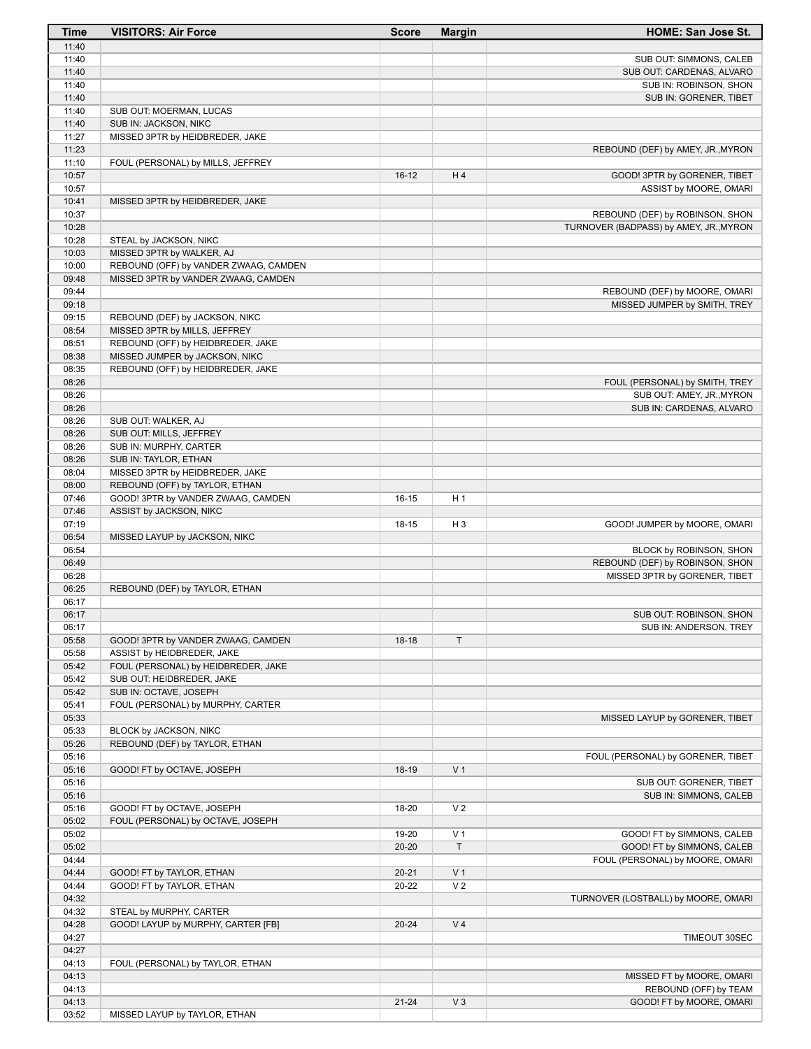| Time | VISITORS: Air Force | Score | Margin | HOME: San Jose St. |
|---|---|---|---|---|
| 11:40 | | | | |
| 11:40 | | | | SUB OUT: SIMMONS, CALEB |
| 11:40 | | | | SUB OUT: CARDENAS, ALVARO |
| 11:40 | | | | SUB IN: ROBINSON, SHON |
| 11:40 | | | | SUB IN: GORENER, TIBET |
| 11:40 | SUB OUT: MOERMAN, LUCAS | | | |
| 11:40 | SUB IN: JACKSON, NIKC | | | |
| 11:27 | MISSED 3PTR by HEIDBREDER, JAKE | | | |
| 11:23 | | | | REBOUND (DEF) by AMEY, JR.,MYRON |
| 11:10 | FOUL (PERSONAL) by MILLS, JEFFREY | | | |
| 10:57 | | 16-12 | H 4 | GOOD! 3PTR by GORENER, TIBET |
| 10:57 | | | | ASSIST by MOORE, OMARI |
| 10:41 | MISSED 3PTR by HEIDBREDER, JAKE | | | |
| 10:37 | | | | REBOUND (DEF) by ROBINSON, SHON |
| 10:28 | | | | TURNOVER (BADPASS) by AMEY, JR.,MYRON |
| 10:28 | STEAL by JACKSON, NIKC | | | |
| 10:03 | MISSED 3PTR by WALKER, AJ | | | |
| 10:00 | REBOUND (OFF) by VANDER ZWAAG, CAMDEN | | | |
| 09:48 | MISSED 3PTR by VANDER ZWAAG, CAMDEN | | | |
| 09:44 | | | | REBOUND (DEF) by MOORE, OMARI |
| 09:18 | | | | MISSED JUMPER by SMITH, TREY |
| 09:15 | REBOUND (DEF) by JACKSON, NIKC | | | |
| 08:54 | MISSED 3PTR by MILLS, JEFFREY | | | |
| 08:51 | REBOUND (OFF) by HEIDBREDER, JAKE | | | |
| 08:38 | MISSED JUMPER by JACKSON, NIKC | | | |
| 08:35 | REBOUND (OFF) by HEIDBREDER, JAKE | | | |
| 08:26 | | | | FOUL (PERSONAL) by SMITH, TREY |
| 08:26 | | | | SUB OUT: AMEY, JR.,MYRON |
| 08:26 | | | | SUB IN: CARDENAS, ALVARO |
| 08:26 | SUB OUT: WALKER, AJ | | | |
| 08:26 | SUB OUT: MILLS, JEFFREY | | | |
| 08:26 | SUB IN: MURPHY, CARTER | | | |
| 08:26 | SUB IN: TAYLOR, ETHAN | | | |
| 08:04 | MISSED 3PTR by HEIDBREDER, JAKE | | | |
| 08:00 | REBOUND (OFF) by TAYLOR, ETHAN | | | |
| 07:46 | GOOD! 3PTR by VANDER ZWAAG, CAMDEN | 16-15 | H 1 | |
| 07:46 | ASSIST by JACKSON, NIKC | | | |
| 07:19 | | 18-15 | H 3 | GOOD! JUMPER by MOORE, OMARI |
| 06:54 | MISSED LAYUP by JACKSON, NIKC | | | |
| 06:54 | | | | BLOCK by ROBINSON, SHON |
| 06:49 | | | | REBOUND (DEF) by ROBINSON, SHON |
| 06:28 | | | | MISSED 3PTR by GORENER, TIBET |
| 06:25 | REBOUND (DEF) by TAYLOR, ETHAN | | | |
| 06:17 | | | | |
| 06:17 | | | | SUB OUT: ROBINSON, SHON |
| 06:17 | | | | SUB IN: ANDERSON, TREY |
| 05:58 | GOOD! 3PTR by VANDER ZWAAG, CAMDEN | 18-18 | T | |
| 05:58 | ASSIST by HEIDBREDER, JAKE | | | |
| 05:42 | FOUL (PERSONAL) by HEIDBREDER, JAKE | | | |
| 05:42 | SUB OUT: HEIDBREDER, JAKE | | | |
| 05:42 | SUB IN: OCTAVE, JOSEPH | | | |
| 05:41 | FOUL (PERSONAL) by MURPHY, CARTER | | | |
| 05:33 | | | | MISSED LAYUP by GORENER, TIBET |
| 05:33 | BLOCK by JACKSON, NIKC | | | |
| 05:26 | REBOUND (DEF) by TAYLOR, ETHAN | | | |
| 05:16 | | | | FOUL (PERSONAL) by GORENER, TIBET |
| 05:16 | GOOD! FT by OCTAVE, JOSEPH | 18-19 | V 1 | |
| 05:16 | | | | SUB OUT: GORENER, TIBET |
| 05:16 | | | | SUB IN: SIMMONS, CALEB |
| 05:16 | GOOD! FT by OCTAVE, JOSEPH | 18-20 | V 2 | |
| 05:02 | FOUL (PERSONAL) by OCTAVE, JOSEPH | | | |
| 05:02 | | 19-20 | V 1 | GOOD! FT by SIMMONS, CALEB |
| 05:02 | | 20-20 | T | GOOD! FT by SIMMONS, CALEB |
| 04:44 | | | | FOUL (PERSONAL) by MOORE, OMARI |
| 04:44 | GOOD! FT by TAYLOR, ETHAN | 20-21 | V 1 | |
| 04:44 | GOOD! FT by TAYLOR, ETHAN | 20-22 | V 2 | |
| 04:32 | | | | TURNOVER (LOSTBALL) by MOORE, OMARI |
| 04:32 | STEAL by MURPHY, CARTER | | | |
| 04:28 | GOOD! LAYUP by MURPHY, CARTER [FB] | 20-24 | V 4 | |
| 04:27 | | | | TIMEOUT 30SEC |
| 04:27 | | | | |
| 04:13 | FOUL (PERSONAL) by TAYLOR, ETHAN | | | |
| 04:13 | | | | MISSED FT by MOORE, OMARI |
| 04:13 | | | | REBOUND (OFF) by TEAM |
| 04:13 | | 21-24 | V 3 | GOOD! FT by MOORE, OMARI |
| 03:52 | MISSED LAYUP by TAYLOR, ETHAN | | | |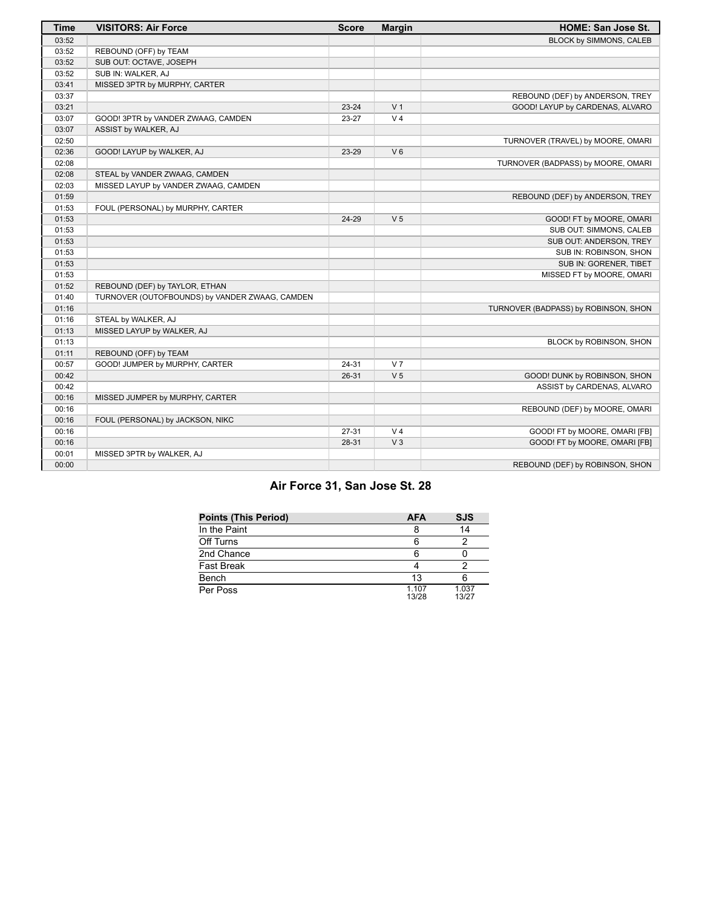| Time | VISITORS: Air Force | Score | Margin | HOME: San Jose St. |
|---|---|---|---|---|
| 03:52 | | | | BLOCK by SIMMONS, CALEB |
| 03:52 | REBOUND (OFF) by TEAM | | | |
| 03:52 | SUB OUT: OCTAVE, JOSEPH | | | |
| 03:52 | SUB IN: WALKER, AJ | | | |
| 03:41 | MISSED 3PTR by MURPHY, CARTER | | | |
| 03:37 | | | | REBOUND (DEF) by ANDERSON, TREY |
| 03:21 | | 23-24 | V 1 | GOOD! LAYUP by CARDENAS, ALVARO |
| 03:07 | GOOD! 3PTR by VANDER ZWAAG, CAMDEN | 23-27 | V 4 | |
| 03:07 | ASSIST by WALKER, AJ | | | |
| 02:50 | | | | TURNOVER (TRAVEL) by MOORE, OMARI |
| 02:36 | GOOD! LAYUP by WALKER, AJ | 23-29 | V 6 | |
| 02:08 | | | | TURNOVER (BADPASS) by MOORE, OMARI |
| 02:08 | STEAL by VANDER ZWAAG, CAMDEN | | | |
| 02:03 | MISSED LAYUP by VANDER ZWAAG, CAMDEN | | | |
| 01:59 | | | | REBOUND (DEF) by ANDERSON, TREY |
| 01:53 | FOUL (PERSONAL) by MURPHY, CARTER | | | |
| 01:53 | | 24-29 | V 5 | GOOD! FT by MOORE, OMARI |
| 01:53 | | | | SUB OUT: SIMMONS, CALEB |
| 01:53 | | | | SUB OUT: ANDERSON, TREY |
| 01:53 | | | | SUB IN: ROBINSON, SHON |
| 01:53 | | | | SUB IN: GORENER, TIBET |
| 01:53 | | | | MISSED FT by MOORE, OMARI |
| 01:52 | REBOUND (DEF) by TAYLOR, ETHAN | | | |
| 01:40 | TURNOVER (OUTOFBOUNDS) by VANDER ZWAAG, CAMDEN | | | |
| 01:16 | | | | TURNOVER (BADPASS) by ROBINSON, SHON |
| 01:16 | STEAL by WALKER, AJ | | | |
| 01:13 | MISSED LAYUP by WALKER, AJ | | | |
| 01:13 | | | | BLOCK by ROBINSON, SHON |
| 01:11 | REBOUND (OFF) by TEAM | | | |
| 00:57 | GOOD! JUMPER by MURPHY, CARTER | 24-31 | V 7 | |
| 00:42 | | 26-31 | V 5 | GOOD! DUNK by ROBINSON, SHON |
| 00:42 | | | | ASSIST by CARDENAS, ALVARO |
| 00:16 | MISSED JUMPER by MURPHY, CARTER | | | |
| 00:16 | | | | REBOUND (DEF) by MOORE, OMARI |
| 00:16 | FOUL (PERSONAL) by JACKSON, NIKC | | | |
| 00:16 | | 27-31 | V 4 | GOOD! FT by MOORE, OMARI [FB] |
| 00:16 | | 28-31 | V 3 | GOOD! FT by MOORE, OMARI [FB] |
| 00:01 | MISSED 3PTR by WALKER, AJ | | | |
| 00:00 | | | | REBOUND (DEF) by ROBINSON, SHON |

## Air Force 31, San Jose St. 28

| Points (This Period) | AFA | SJS |
|---|---|---|
| In the Paint | 8 | 14 |
| Off Turns | 6 | 2 |
| 2nd Chance | 6 | 0 |
| Fast Break | 4 | 2 |
| Bench | 13 | 6 |
| Per Poss | 1.107 13/28 | 1.037 13/27 |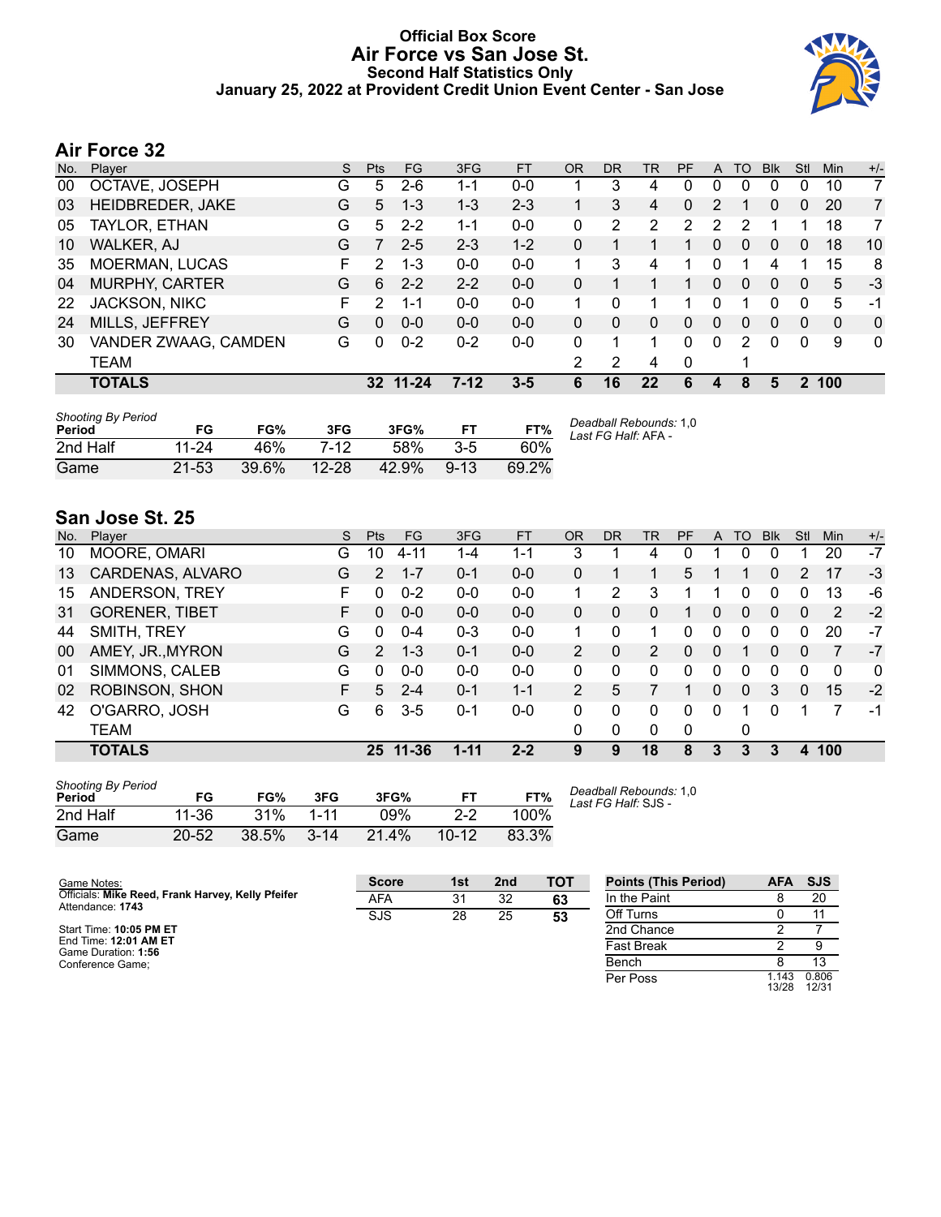# Official Box Score
## Air Force vs San Jose St.
### Second Half Statistics Only
### January 25, 2022 at Provident Credit Union Event Center - San Jose

## Air Force 32

| No. | Player | S | Pts | FG | 3FG | FT | OR | DR | TR | PF | A | TO | Blk | Stl | Min | +/- |
|---|---|---|---|---|---|---|---|---|---|---|---|---|---|---|---|---|
| 00 | OCTAVE, JOSEPH | G | 5 | 2-6 | 1-1 | 0-0 | 1 | 3 | 4 | 0 | 0 | 0 | 0 | 0 | 10 | 7 |
| 03 | HEIDBREDER, JAKE | G | 5 | 1-3 | 1-3 | 2-3 | 1 | 3 | 4 | 0 | 2 | 1 | 0 | 0 | 20 | 7 |
| 05 | TAYLOR, ETHAN | G | 5 | 2-2 | 1-1 | 0-0 | 0 | 2 | 2 | 2 | 2 | 2 | 1 | 1 | 18 | 7 |
| 10 | WALKER, AJ | G | 7 | 2-5 | 2-3 | 1-2 | 0 | 1 | 1 | 1 | 0 | 0 | 0 | 0 | 18 | 10 |
| 35 | MOERMAN, LUCAS | F | 2 | 1-3 | 0-0 | 0-0 | 1 | 3 | 4 | 1 | 0 | 1 | 4 | 1 | 15 | 8 |
| 04 | MURPHY, CARTER | G | 6 | 2-2 | 2-2 | 0-0 | 0 | 1 | 1 | 1 | 0 | 0 | 0 | 0 | 5 | -3 |
| 22 | JACKSON, NIKC | F | 2 | 1-1 | 0-0 | 0-0 | 1 | 0 | 1 | 1 | 0 | 1 | 0 | 0 | 5 | -1 |
| 24 | MILLS, JEFFREY | G | 0 | 0-0 | 0-0 | 0-0 | 0 | 0 | 0 | 0 | 0 | 0 | 0 | 0 | 0 | 0 |
| 30 | VANDER ZWAAG, CAMDEN | G | 0 | 0-2 | 0-2 | 0-0 | 0 | 1 | 1 | 0 | 0 | 2 | 0 | 0 | 9 | 0 |
| | TEAM | | | | | | 2 | 2 | 4 | 0 | | 1 | | | | |
| | **TOTALS** | | **32** | **11-24** | **7-12** | **3-5** | **6** | **16** | **22** | **6** | **4** | **8** | **5** | **2** | **100** | |

*Shooting By Period*

| Period | FG | FG% | 3FG | 3FG% | FT | FT% |
|---|---|---|---|---|---|---|
| 2nd Half | 11-24 | 46% | 7-12 | 58% | 3-5 | 60% |
| Game | 21-53 | 39.6% | 12-28 | 42.9% | 9-13 | 69.2% |

*Deadball Rebounds:* 1,0
*Last FG Half:* AFA -

## San Jose St. 25

| No. | Player | S | Pts | FG | 3FG | FT | OR | DR | TR | PF | A | TO | Blk | Stl | Min | +/- |
|---|---|---|---|---|---|---|---|---|---|---|---|---|---|---|---|---|
| 10 | MOORE, OMARI | G | 10 | 4-11 | 1-4 | 1-1 | 3 | 1 | 4 | 0 | 1 | 0 | 0 | 1 | 20 | -7 |
| 13 | CARDENAS, ALVARO | G | 2 | 1-7 | 0-1 | 0-0 | 0 | 1 | 1 | 5 | 1 | 1 | 0 | 2 | 17 | -3 |
| 15 | ANDERSON, TREY | F | 0 | 0-2 | 0-0 | 0-0 | 1 | 2 | 3 | 1 | 1 | 0 | 0 | 0 | 13 | -6 |
| 31 | GORENER, TIBET | F | 0 | 0-0 | 0-0 | 0-0 | 0 | 0 | 0 | 1 | 0 | 0 | 0 | 0 | 2 | -2 |
| 44 | SMITH, TREY | G | 0 | 0-4 | 0-3 | 0-0 | 1 | 0 | 1 | 0 | 0 | 0 | 0 | 0 | 20 | -7 |
| 00 | AMEY, JR.,MYRON | G | 2 | 1-3 | 0-1 | 0-0 | 2 | 0 | 2 | 0 | 0 | 1 | 0 | 0 | 7 | -7 |
| 01 | SIMMONS, CALEB | G | 0 | 0-0 | 0-0 | 0-0 | 0 | 0 | 0 | 0 | 0 | 0 | 0 | 0 | 0 | 0 |
| 02 | ROBINSON, SHON | F | 5 | 2-4 | 0-1 | 1-1 | 2 | 5 | 7 | 1 | 0 | 0 | 3 | 0 | 15 | -2 |
| 42 | O'GARRO, JOSH | G | 6 | 3-5 | 0-1 | 0-0 | 0 | 0 | 0 | 0 | 0 | 1 | 0 | 1 | 7 | -1 |
| | TEAM | | | | | | 0 | 0 | 0 | 0 | | 0 | | | | |
| | **TOTALS** | | **25** | **11-36** | **1-11** | **2-2** | **9** | **9** | **18** | **8** | **3** | **3** | **3** | **4** | **100** | |

*Shooting By Period*

| Period | FG | FG% | 3FG | 3FG% | FT | FT% |
|---|---|---|---|---|---|---|
| 2nd Half | 11-36 | 31% | 1-11 | 09% | 2-2 | 100% |
| Game | 20-52 | 38.5% | 3-14 | 21.4% | 10-12 | 83.3% |

*Deadball Rebounds:* 1,0
*Last FG Half:* SJS -

Game Notes:
Officials: **Mike Reed, Frank Harvey, Kelly Pfeifer**
Attendance: **1743**

Start Time: **10:05 PM ET**
End Time: **12:01 AM ET**
Game Duration: **1:56**
Conference Game;

| Score | 1st | 2nd | TOT |
|---|---|---|---|
| AFA | 31 | 32 | **63** |
| SJS | 28 | 25 | **53** |

| Points (This Period) | AFA | SJS |
|---|---|---|
| In the Paint | 8 | 20 |
| Off Turns | 0 | 11 |
| 2nd Chance | 2 | 7 |
| Fast Break | 2 | 9 |
| Bench | 8 | 13 |
| Per Poss | 1.143 13/28 | 0.806 12/31 |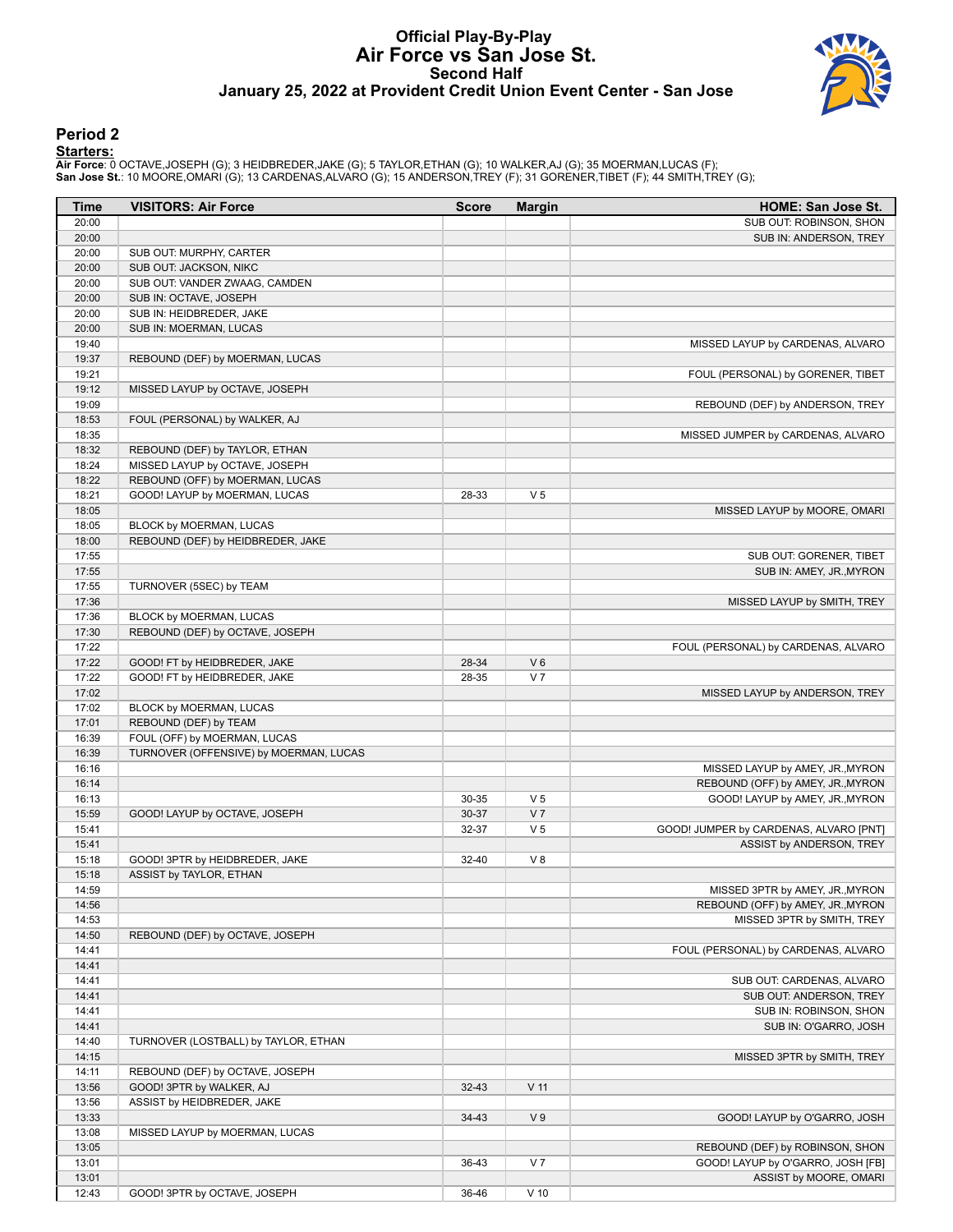# Official Play-By-Play
## Air Force vs San Jose St.
### Second Half
### January 25, 2022 at Provident Credit Union Event Center - San Jose

## Period 2

**Starters:**

**Air Force**: 0 OCTAVE,JOSEPH (G); 3 HEIDBREDER,JAKE (G); 5 TAYLOR,ETHAN (G); 10 WALKER,AJ (G); 35 MOERMAN,LUCAS (F);
**San Jose St.**: 10 MOORE,OMARI (G); 13 CARDENAS,ALVARO (G); 15 ANDERSON,TREY (F); 31 GORENER,TIBET (F); 44 SMITH,TREY (G);

| Time | VISITORS: Air Force | Score | Margin | HOME: San Jose St. |
|---|---|---|---|---|
| 20:00 | | | | SUB OUT: ROBINSON, SHON |
| 20:00 | | | | SUB IN: ANDERSON, TREY |
| 20:00 | SUB OUT: MURPHY, CARTER | | | |
| 20:00 | SUB OUT: JACKSON, NIKC | | | |
| 20:00 | SUB OUT: VANDER ZWAAG, CAMDEN | | | |
| 20:00 | SUB IN: OCTAVE, JOSEPH | | | |
| 20:00 | SUB IN: HEIDBREDER, JAKE | | | |
| 20:00 | SUB IN: MOERMAN, LUCAS | | | |
| 19:40 | | | | MISSED LAYUP by CARDENAS, ALVARO |
| 19:37 | REBOUND (DEF) by MOERMAN, LUCAS | | | |
| 19:21 | | | | FOUL (PERSONAL) by GORENER, TIBET |
| 19:12 | MISSED LAYUP by OCTAVE, JOSEPH | | | |
| 19:09 | | | | REBOUND (DEF) by ANDERSON, TREY |
| 18:53 | FOUL (PERSONAL) by WALKER, AJ | | | |
| 18:35 | | | | MISSED JUMPER by CARDENAS, ALVARO |
| 18:32 | REBOUND (DEF) by TAYLOR, ETHAN | | | |
| 18:24 | MISSED LAYUP by OCTAVE, JOSEPH | | | |
| 18:22 | REBOUND (OFF) by MOERMAN, LUCAS | | | |
| 18:21 | GOOD! LAYUP by MOERMAN, LUCAS | 28-33 | V 5 | |
| 18:05 | | | | MISSED LAYUP by MOORE, OMARI |
| 18:05 | BLOCK by MOERMAN, LUCAS | | | |
| 18:00 | REBOUND (DEF) by HEIDBREDER, JAKE | | | |
| 17:55 | | | | SUB OUT: GORENER, TIBET |
| 17:55 | | | | SUB IN: AMEY, JR.,MYRON |
| 17:55 | TURNOVER (5SEC) by TEAM | | | |
| 17:36 | | | | MISSED LAYUP by SMITH, TREY |
| 17:36 | BLOCK by MOERMAN, LUCAS | | | |
| 17:30 | REBOUND (DEF) by OCTAVE, JOSEPH | | | |
| 17:22 | | | | FOUL (PERSONAL) by CARDENAS, ALVARO |
| 17:22 | GOOD! FT by HEIDBREDER, JAKE | 28-34 | V 6 | |
| 17:22 | GOOD! FT by HEIDBREDER, JAKE | 28-35 | V 7 | |
| 17:02 | | | | MISSED LAYUP by ANDERSON, TREY |
| 17:02 | BLOCK by MOERMAN, LUCAS | | | |
| 17:01 | REBOUND (DEF) by TEAM | | | |
| 16:39 | FOUL (OFF) by MOERMAN, LUCAS | | | |
| 16:39 | TURNOVER (OFFENSIVE) by MOERMAN, LUCAS | | | |
| 16:16 | | | | MISSED LAYUP by AMEY, JR.,MYRON |
| 16:14 | | | | REBOUND (OFF) by AMEY, JR.,MYRON |
| 16:13 | | 30-35 | V 5 | GOOD! LAYUP by AMEY, JR.,MYRON |
| 15:59 | GOOD! LAYUP by OCTAVE, JOSEPH | 30-37 | V 7 | |
| 15:41 | | 32-37 | V 5 | GOOD! JUMPER by CARDENAS, ALVARO [PNT] |
| 15:41 | | | | ASSIST by ANDERSON, TREY |
| 15:18 | GOOD! 3PTR by HEIDBREDER, JAKE | 32-40 | V 8 | |
| 15:18 | ASSIST by TAYLOR, ETHAN | | | |
| 14:59 | | | | MISSED 3PTR by AMEY, JR.,MYRON |
| 14:56 | | | | REBOUND (OFF) by AMEY, JR.,MYRON |
| 14:53 | | | | MISSED 3PTR by SMITH, TREY |
| 14:50 | REBOUND (DEF) by OCTAVE, JOSEPH | | | |
| 14:41 | | | | FOUL (PERSONAL) by CARDENAS, ALVARO |
| 14:41 | | | | |
| 14:41 | | | | SUB OUT: CARDENAS, ALVARO |
| 14:41 | | | | SUB OUT: ANDERSON, TREY |
| 14:41 | | | | SUB IN: ROBINSON, SHON |
| 14:41 | | | | SUB IN: O'GARRO, JOSH |
| 14:40 | TURNOVER (LOSTBALL) by TAYLOR, ETHAN | | | |
| 14:15 | | | | MISSED 3PTR by SMITH, TREY |
| 14:11 | REBOUND (DEF) by OCTAVE, JOSEPH | | | |
| 13:56 | GOOD! 3PTR by WALKER, AJ | 32-43 | V 11 | |
| 13:56 | ASSIST by HEIDBREDER, JAKE | | | |
| 13:33 | | 34-43 | V 9 | GOOD! LAYUP by O'GARRO, JOSH |
| 13:08 | MISSED LAYUP by MOERMAN, LUCAS | | | |
| 13:05 | | | | REBOUND (DEF) by ROBINSON, SHON |
| 13:01 | | 36-43 | V 7 | GOOD! LAYUP by O'GARRO, JOSH [FB] |
| 13:01 | | | | ASSIST by MOORE, OMARI |
| 12:43 | GOOD! 3PTR by OCTAVE, JOSEPH | 36-46 | V 10 | |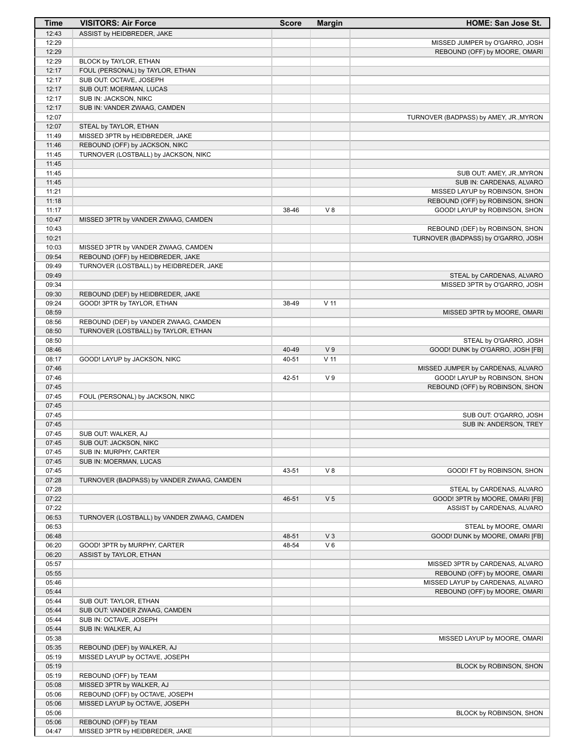| Time | VISITORS: Air Force | Score | Margin | HOME: San Jose St. |
|---|---|---|---|---|
| 12:43 | ASSIST by HEIDBREDER, JAKE | | | |
| 12:29 | | | | MISSED JUMPER by O'GARRO, JOSH |
| 12:29 | | | | REBOUND (OFF) by MOORE, OMARI |
| 12:29 | BLOCK by TAYLOR, ETHAN | | | |
| 12:17 | FOUL (PERSONAL) by TAYLOR, ETHAN | | | |
| 12:17 | SUB OUT: OCTAVE, JOSEPH | | | |
| 12:17 | SUB OUT: MOERMAN, LUCAS | | | |
| 12:17 | SUB IN: JACKSON, NIKC | | | |
| 12:17 | SUB IN: VANDER ZWAAG, CAMDEN | | | |
| 12:07 | | | | TURNOVER (BADPASS) by AMEY, JR.,MYRON |
| 12:07 | STEAL by TAYLOR, ETHAN | | | |
| 11:49 | MISSED 3PTR by HEIDBREDER, JAKE | | | |
| 11:46 | REBOUND (OFF) by JACKSON, NIKC | | | |
| 11:45 | TURNOVER (LOSTBALL) by JACKSON, NIKC | | | |
| 11:45 | | | | |
| 11:45 | | | | SUB OUT: AMEY, JR.,MYRON |
| 11:45 | | | | SUB IN: CARDENAS, ALVARO |
| 11:21 | | | | MISSED LAYUP by ROBINSON, SHON |
| 11:18 | | | | REBOUND (OFF) by ROBINSON, SHON |
| 11:17 | | 38-46 | V 8 | GOOD! LAYUP by ROBINSON, SHON |
| 10:47 | MISSED 3PTR by VANDER ZWAAG, CAMDEN | | | |
| 10:43 | | | | REBOUND (DEF) by ROBINSON, SHON |
| 10:21 | | | | TURNOVER (BADPASS) by O'GARRO, JOSH |
| 10:03 | MISSED 3PTR by VANDER ZWAAG, CAMDEN | | | |
| 09:54 | REBOUND (OFF) by HEIDBREDER, JAKE | | | |
| 09:49 | TURNOVER (LOSTBALL) by HEIDBREDER, JAKE | | | |
| 09:49 | | | | STEAL by CARDENAS, ALVARO |
| 09:34 | | | | MISSED 3PTR by O'GARRO, JOSH |
| 09:30 | REBOUND (DEF) by HEIDBREDER, JAKE | | | |
| 09:24 | GOOD! 3PTR by TAYLOR, ETHAN | 38-49 | V 11 | |
| 08:59 | | | | MISSED 3PTR by MOORE, OMARI |
| 08:56 | REBOUND (DEF) by VANDER ZWAAG, CAMDEN | | | |
| 08:50 | TURNOVER (LOSTBALL) by TAYLOR, ETHAN | | | |
| 08:50 | | | | STEAL by O'GARRO, JOSH |
| 08:46 | | 40-49 | V 9 | GOOD! DUNK by O'GARRO, JOSH [FB] |
| 08:17 | GOOD! LAYUP by JACKSON, NIKC | 40-51 | V 11 | |
| 07:46 | | | | MISSED JUMPER by CARDENAS, ALVARO |
| 07:46 | | 42-51 | V 9 | GOOD! LAYUP by ROBINSON, SHON |
| 07:45 | | | | REBOUND (OFF) by ROBINSON, SHON |
| 07:45 | FOUL (PERSONAL) by JACKSON, NIKC | | | |
| 07:45 | | | | |
| 07:45 | | | | SUB OUT: O'GARRO, JOSH |
| 07:45 | | | | SUB IN: ANDERSON, TREY |
| 07:45 | SUB OUT: WALKER, AJ | | | |
| 07:45 | SUB OUT: JACKSON, NIKC | | | |
| 07:45 | SUB IN: MURPHY, CARTER | | | |
| 07:45 | SUB IN: MOERMAN, LUCAS | | | |
| 07:45 | | 43-51 | V 8 | GOOD! FT by ROBINSON, SHON |
| 07:28 | TURNOVER (BADPASS) by VANDER ZWAAG, CAMDEN | | | |
| 07:28 | | | | STEAL by CARDENAS, ALVARO |
| 07:22 | | 46-51 | V 5 | GOOD! 3PTR by MOORE, OMARI [FB] |
| 07:22 | | | | ASSIST by CARDENAS, ALVARO |
| 06:53 | TURNOVER (LOSTBALL) by VANDER ZWAAG, CAMDEN | | | |
| 06:53 | | | | STEAL by MOORE, OMARI |
| 06:48 | | 48-51 | V 3 | GOOD! DUNK by MOORE, OMARI [FB] |
| 06:20 | GOOD! 3PTR by MURPHY, CARTER | 48-54 | V 6 | |
| 06:20 | ASSIST by TAYLOR, ETHAN | | | |
| 05:57 | | | | MISSED 3PTR by CARDENAS, ALVARO |
| 05:55 | | | | REBOUND (OFF) by MOORE, OMARI |
| 05:46 | | | | MISSED LAYUP by CARDENAS, ALVARO |
| 05:44 | | | | REBOUND (OFF) by MOORE, OMARI |
| 05:44 | SUB OUT: TAYLOR, ETHAN | | | |
| 05:44 | SUB OUT: VANDER ZWAAG, CAMDEN | | | |
| 05:44 | SUB IN: OCTAVE, JOSEPH | | | |
| 05:44 | SUB IN: WALKER, AJ | | | |
| 05:38 | | | | MISSED LAYUP by MOORE, OMARI |
| 05:35 | REBOUND (DEF) by WALKER, AJ | | | |
| 05:19 | MISSED LAYUP by OCTAVE, JOSEPH | | | |
| 05:19 | | | | BLOCK by ROBINSON, SHON |
| 05:19 | REBOUND (OFF) by TEAM | | | |
| 05:08 | MISSED 3PTR by WALKER, AJ | | | |
| 05:06 | REBOUND (OFF) by OCTAVE, JOSEPH | | | |
| 05:06 | MISSED LAYUP by OCTAVE, JOSEPH | | | |
| 05:06 | | | | BLOCK by ROBINSON, SHON |
| 05:06 | REBOUND (OFF) by TEAM | | | |
| 04:47 | MISSED 3PTR by HEIDBREDER, JAKE | | | |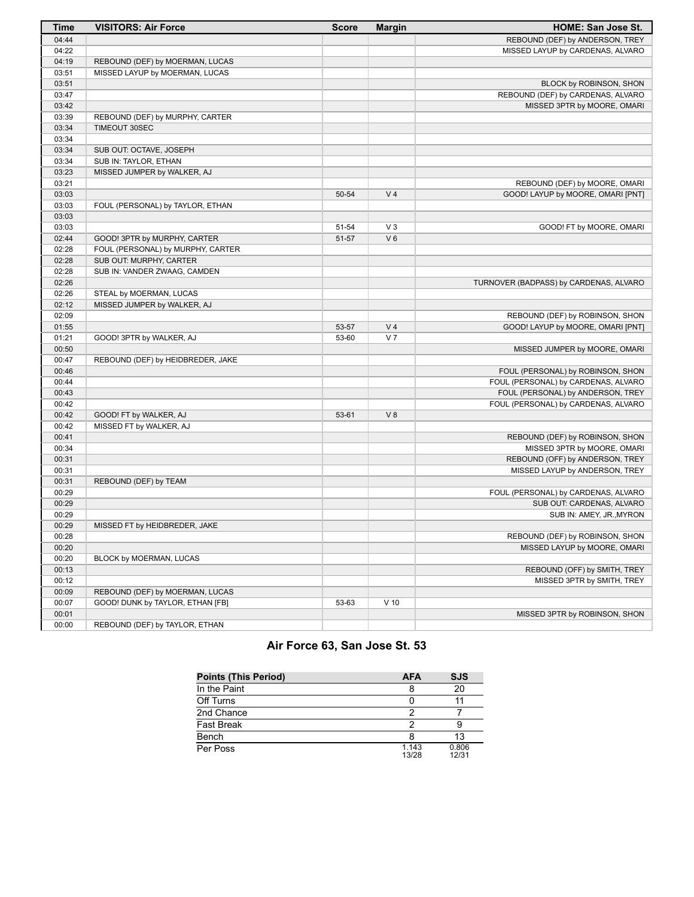| Time | VISITORS: Air Force | Score | Margin | HOME: San Jose St. |
| --- | --- | --- | --- | --- |
| 04:44 | | | | REBOUND (DEF) by ANDERSON, TREY |
| 04:22 | | | | MISSED LAYUP by CARDENAS, ALVARO |
| 04:19 | REBOUND (DEF) by MOERMAN, LUCAS | | | |
| 03:51 | MISSED LAYUP by MOERMAN, LUCAS | | | |
| 03:51 | | | | BLOCK by ROBINSON, SHON |
| 03:47 | | | | REBOUND (DEF) by CARDENAS, ALVARO |
| 03:42 | | | | MISSED 3PTR by MOORE, OMARI |
| 03:39 | REBOUND (DEF) by MURPHY, CARTER | | | |
| 03:34 | TIMEOUT 30SEC | | | |
| 03:34 | | | | |
| 03:34 | SUB OUT: OCTAVE, JOSEPH | | | |
| 03:34 | SUB IN: TAYLOR, ETHAN | | | |
| 03:23 | MISSED JUMPER by WALKER, AJ | | | |
| 03:21 | | | | REBOUND (DEF) by MOORE, OMARI |
| 03:03 | | 50-54 | V 4 | GOOD! LAYUP by MOORE, OMARI [PNT] |
| 03:03 | FOUL (PERSONAL) by TAYLOR, ETHAN | | | |
| 03:03 | | | | |
| 03:03 | | 51-54 | V 3 | GOOD! FT by MOORE, OMARI |
| 02:44 | GOOD! 3PTR by MURPHY, CARTER | 51-57 | V 6 | |
| 02:28 | FOUL (PERSONAL) by MURPHY, CARTER | | | |
| 02:28 | SUB OUT: MURPHY, CARTER | | | |
| 02:28 | SUB IN: VANDER ZWAAG, CAMDEN | | | |
| 02:26 | | | | TURNOVER (BADPASS) by CARDENAS, ALVARO |
| 02:26 | STEAL by MOERMAN, LUCAS | | | |
| 02:12 | MISSED JUMPER by WALKER, AJ | | | |
| 02:09 | | | | REBOUND (DEF) by ROBINSON, SHON |
| 01:55 | | 53-57 | V 4 | GOOD! LAYUP by MOORE, OMARI [PNT] |
| 01:21 | GOOD! 3PTR by WALKER, AJ | 53-60 | V 7 | |
| 00:50 | | | | MISSED JUMPER by MOORE, OMARI |
| 00:47 | REBOUND (DEF) by HEIDBREDER, JAKE | | | |
| 00:46 | | | | FOUL (PERSONAL) by ROBINSON, SHON |
| 00:44 | | | | FOUL (PERSONAL) by CARDENAS, ALVARO |
| 00:43 | | | | FOUL (PERSONAL) by ANDERSON, TREY |
| 00:42 | | | | FOUL (PERSONAL) by CARDENAS, ALVARO |
| 00:42 | GOOD! FT by WALKER, AJ | 53-61 | V 8 | |
| 00:42 | MISSED FT by WALKER, AJ | | | |
| 00:41 | | | | REBOUND (DEF) by ROBINSON, SHON |
| 00:34 | | | | MISSED 3PTR by MOORE, OMARI |
| 00:31 | | | | REBOUND (OFF) by ANDERSON, TREY |
| 00:31 | | | | MISSED LAYUP by ANDERSON, TREY |
| 00:31 | REBOUND (DEF) by TEAM | | | |
| 00:29 | | | | FOUL (PERSONAL) by CARDENAS, ALVARO |
| 00:29 | | | | SUB OUT: CARDENAS, ALVARO |
| 00:29 | | | | SUB IN: AMEY, JR.,MYRON |
| 00:29 | MISSED FT by HEIDBREDER, JAKE | | | |
| 00:28 | | | | REBOUND (DEF) by ROBINSON, SHON |
| 00:20 | | | | MISSED LAYUP by MOORE, OMARI |
| 00:20 | BLOCK by MOERMAN, LUCAS | | | |
| 00:13 | | | | REBOUND (OFF) by SMITH, TREY |
| 00:12 | | | | MISSED 3PTR by SMITH, TREY |
| 00:09 | REBOUND (DEF) by MOERMAN, LUCAS | | | |
| 00:07 | GOOD! DUNK by TAYLOR, ETHAN [FB] | 53-63 | V 10 | |
| 00:01 | | | | MISSED 3PTR by ROBINSON, SHON |
| 00:00 | REBOUND (DEF) by TAYLOR, ETHAN | | | |

## Air Force 63, San Jose St. 53

| Points (This Period) | AFA | SJS |
| --- | --- | --- |
| In the Paint | 8 | 20 |
| Off Turns | 0 | 11 |
| 2nd Chance | 2 | 7 |
| Fast Break | 2 | 9 |
| Bench | 8 | 13 |
| Per Poss | 1.143 13/28 | 0.806 12/31 |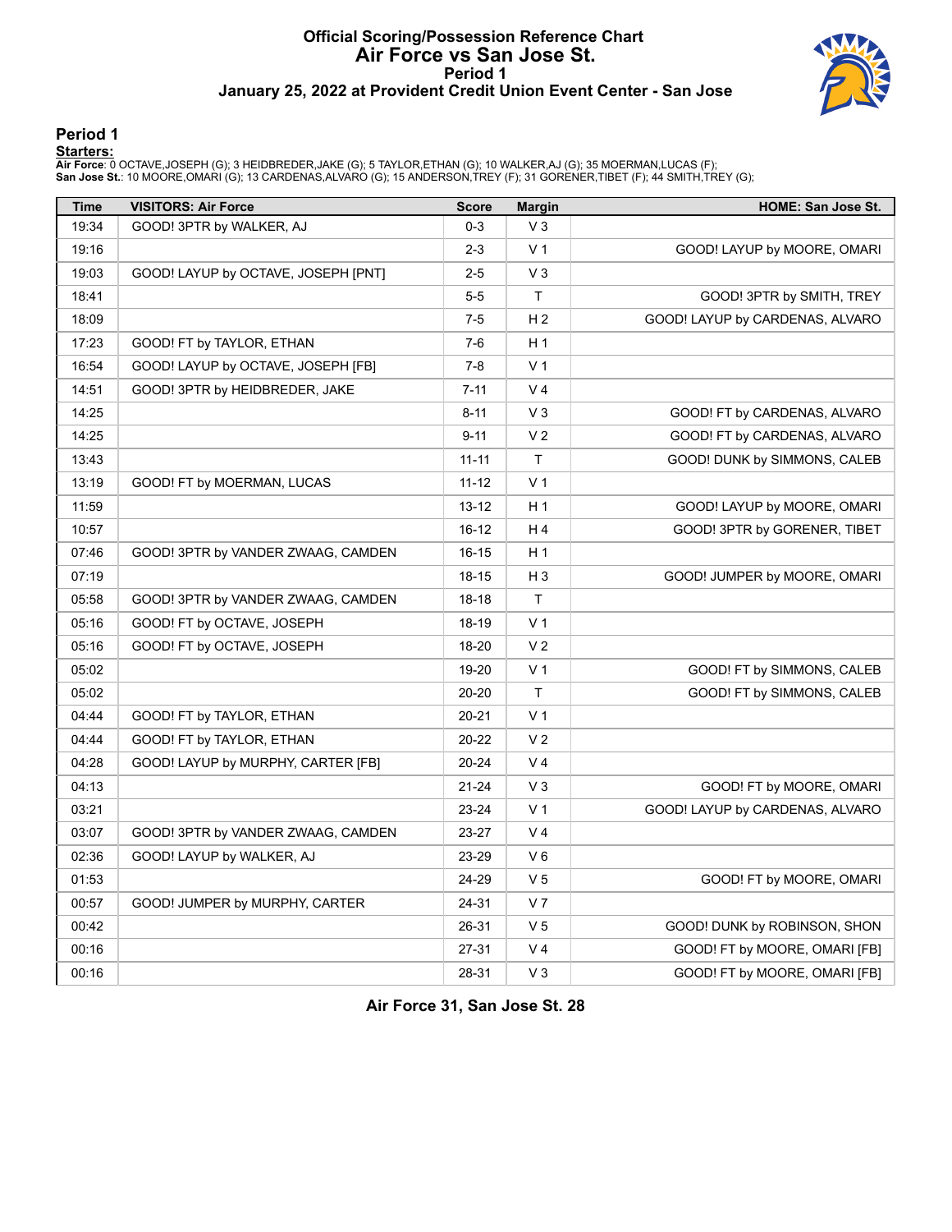# Official Scoring/Possession Reference Chart
# Air Force vs San Jose St.
## Period 1
## January 25, 2022 at Provident Credit Union Event Center - San Jose

### Period 1

**Starters:**

**Air Force**: 0 OCTAVE,JOSEPH (G); 3 HEIDBREDER,JAKE (G); 5 TAYLOR,ETHAN (G); 10 WALKER,AJ (G); 35 MOERMAN,LUCAS (F);
**San Jose St.**: 10 MOORE,OMARI (G); 13 CARDENAS,ALVARO (G); 15 ANDERSON,TREY (F); 31 GORENER,TIBET (F); 44 SMITH,TREY (G);

| Time | VISITORS: Air Force | Score | Margin | HOME: San Jose St. |
|---|---|---|---|---|
| 19:34 | GOOD! 3PTR by WALKER, AJ | 0-3 | V 3 | |
| 19:16 | | 2-3 | V 1 | GOOD! LAYUP by MOORE, OMARI |
| 19:03 | GOOD! LAYUP by OCTAVE, JOSEPH [PNT] | 2-5 | V 3 | |
| 18:41 | | 5-5 | T | GOOD! 3PTR by SMITH, TREY |
| 18:09 | | 7-5 | H 2 | GOOD! LAYUP by CARDENAS, ALVARO |
| 17:23 | GOOD! FT by TAYLOR, ETHAN | 7-6 | H 1 | |
| 16:54 | GOOD! LAYUP by OCTAVE, JOSEPH [FB] | 7-8 | V 1 | |
| 14:51 | GOOD! 3PTR by HEIDBREDER, JAKE | 7-11 | V 4 | |
| 14:25 | | 8-11 | V 3 | GOOD! FT by CARDENAS, ALVARO |
| 14:25 | | 9-11 | V 2 | GOOD! FT by CARDENAS, ALVARO |
| 13:43 | | 11-11 | T | GOOD! DUNK by SIMMONS, CALEB |
| 13:19 | GOOD! FT by MOERMAN, LUCAS | 11-12 | V 1 | |
| 11:59 | | 13-12 | H 1 | GOOD! LAYUP by MOORE, OMARI |
| 10:57 | | 16-12 | H 4 | GOOD! 3PTR by GORENER, TIBET |
| 07:46 | GOOD! 3PTR by VANDER ZWAAG, CAMDEN | 16-15 | H 1 | |
| 07:19 | | 18-15 | H 3 | GOOD! JUMPER by MOORE, OMARI |
| 05:58 | GOOD! 3PTR by VANDER ZWAAG, CAMDEN | 18-18 | T | |
| 05:16 | GOOD! FT by OCTAVE, JOSEPH | 18-19 | V 1 | |
| 05:16 | GOOD! FT by OCTAVE, JOSEPH | 18-20 | V 2 | |
| 05:02 | | 19-20 | V 1 | GOOD! FT by SIMMONS, CALEB |
| 05:02 | | 20-20 | T | GOOD! FT by SIMMONS, CALEB |
| 04:44 | GOOD! FT by TAYLOR, ETHAN | 20-21 | V 1 | |
| 04:44 | GOOD! FT by TAYLOR, ETHAN | 20-22 | V 2 | |
| 04:28 | GOOD! LAYUP by MURPHY, CARTER [FB] | 20-24 | V 4 | |
| 04:13 | | 21-24 | V 3 | GOOD! FT by MOORE, OMARI |
| 03:21 | | 23-24 | V 1 | GOOD! LAYUP by CARDENAS, ALVARO |
| 03:07 | GOOD! 3PTR by VANDER ZWAAG, CAMDEN | 23-27 | V 4 | |
| 02:36 | GOOD! LAYUP by WALKER, AJ | 23-29 | V 6 | |
| 01:53 | | 24-29 | V 5 | GOOD! FT by MOORE, OMARI |
| 00:57 | GOOD! JUMPER by MURPHY, CARTER | 24-31 | V 7 | |
| 00:42 | | 26-31 | V 5 | GOOD! DUNK by ROBINSON, SHON |
| 00:16 | | 27-31 | V 4 | GOOD! FT by MOORE, OMARI [FB] |
| 00:16 | | 28-31 | V 3 | GOOD! FT by MOORE, OMARI [FB] |

**Air Force 31, San Jose St. 28**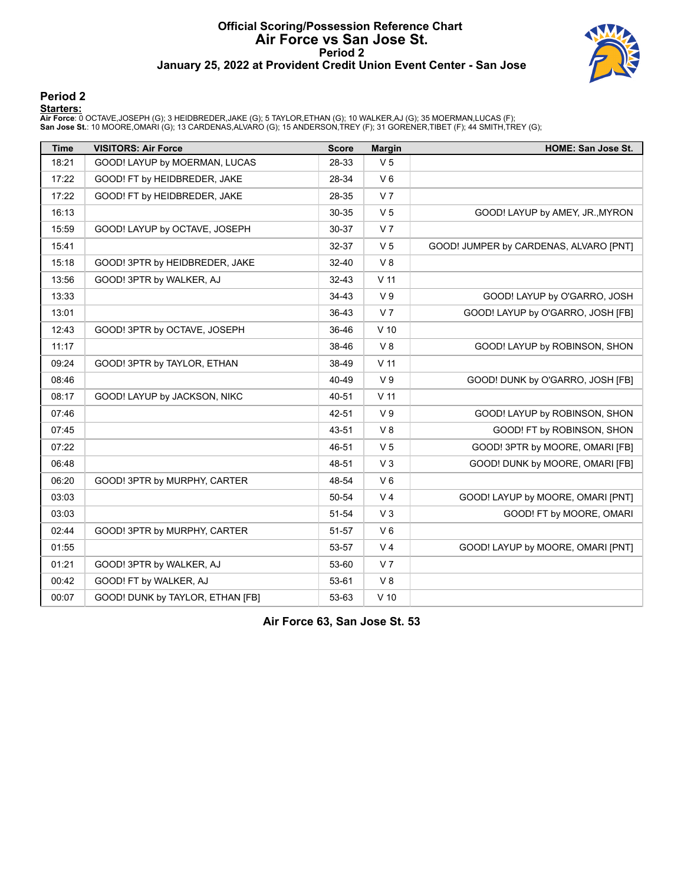# Official Scoring/Possession Reference Chart
# Air Force vs San Jose St.
## Period 2
## January 25, 2022 at Provident Credit Union Event Center - San Jose

### Period 2

**Starters:**

**Air Force**: 0 OCTAVE,JOSEPH (G); 3 HEIDBREDER,JAKE (G); 5 TAYLOR,ETHAN (G); 10 WALKER,AJ (G); 35 MOERMAN,LUCAS (F);
**San Jose St.**: 10 MOORE,OMARI (G); 13 CARDENAS,ALVARO (G); 15 ANDERSON,TREY (F); 31 GORENER,TIBET (F); 44 SMITH,TREY (G);

| Time | VISITORS: Air Force | Score | Margin | HOME: San Jose St. |
|---|---|---|---|---|
| 18:21 | GOOD! LAYUP by MOERMAN, LUCAS | 28-33 | V 5 | |
| 17:22 | GOOD! FT by HEIDBREDER, JAKE | 28-34 | V 6 | |
| 17:22 | GOOD! FT by HEIDBREDER, JAKE | 28-35 | V 7 | |
| 16:13 | | 30-35 | V 5 | GOOD! LAYUP by AMEY, JR.,MYRON |
| 15:59 | GOOD! LAYUP by OCTAVE, JOSEPH | 30-37 | V 7 | |
| 15:41 | | 32-37 | V 5 | GOOD! JUMPER by CARDENAS, ALVARO [PNT] |
| 15:18 | GOOD! 3PTR by HEIDBREDER, JAKE | 32-40 | V 8 | |
| 13:56 | GOOD! 3PTR by WALKER, AJ | 32-43 | V 11 | |
| 13:33 | | 34-43 | V 9 | GOOD! LAYUP by O'GARRO, JOSH |
| 13:01 | | 36-43 | V 7 | GOOD! LAYUP by O'GARRO, JOSH [FB] |
| 12:43 | GOOD! 3PTR by OCTAVE, JOSEPH | 36-46 | V 10 | |
| 11:17 | | 38-46 | V 8 | GOOD! LAYUP by ROBINSON, SHON |
| 09:24 | GOOD! 3PTR by TAYLOR, ETHAN | 38-49 | V 11 | |
| 08:46 | | 40-49 | V 9 | GOOD! DUNK by O'GARRO, JOSH [FB] |
| 08:17 | GOOD! LAYUP by JACKSON, NIKC | 40-51 | V 11 | |
| 07:46 | | 42-51 | V 9 | GOOD! LAYUP by ROBINSON, SHON |
| 07:45 | | 43-51 | V 8 | GOOD! FT by ROBINSON, SHON |
| 07:22 | | 46-51 | V 5 | GOOD! 3PTR by MOORE, OMARI [FB] |
| 06:48 | | 48-51 | V 3 | GOOD! DUNK by MOORE, OMARI [FB] |
| 06:20 | GOOD! 3PTR by MURPHY, CARTER | 48-54 | V 6 | |
| 03:03 | | 50-54 | V 4 | GOOD! LAYUP by MOORE, OMARI [PNT] |
| 03:03 | | 51-54 | V 3 | GOOD! FT by MOORE, OMARI |
| 02:44 | GOOD! 3PTR by MURPHY, CARTER | 51-57 | V 6 | |
| 01:55 | | 53-57 | V 4 | GOOD! LAYUP by MOORE, OMARI [PNT] |
| 01:21 | GOOD! 3PTR by WALKER, AJ | 53-60 | V 7 | |
| 00:42 | GOOD! FT by WALKER, AJ | 53-61 | V 8 | |
| 00:07 | GOOD! DUNK by TAYLOR, ETHAN [FB] | 53-63 | V 10 | |

**Air Force 63, San Jose St. 53**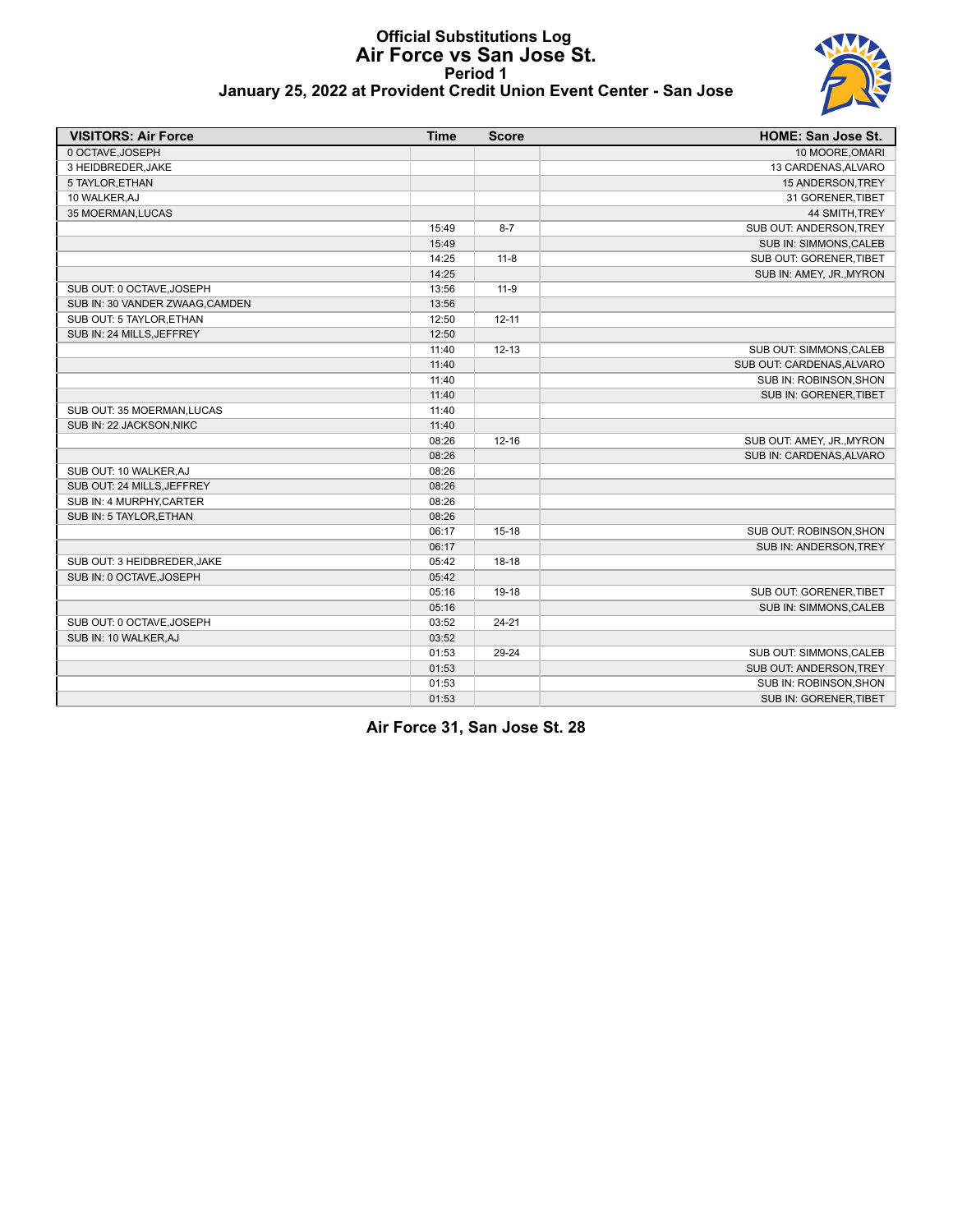# Official Substitutions Log
## Air Force vs San Jose St.
### Period 1
### January 25, 2022 at Provident Credit Union Event Center - San Jose

| VISITORS: Air Force | Time | Score | HOME: San Jose St. |
|---|---|---|---|
| 0 OCTAVE,JOSEPH | | | 10 MOORE,OMARI |
| 3 HEIDBREDER,JAKE | | | 13 CARDENAS,ALVARO |
| 5 TAYLOR,ETHAN | | | 15 ANDERSON,TREY |
| 10 WALKER,AJ | | | 31 GORENER,TIBET |
| 35 MOERMAN,LUCAS | | | 44 SMITH,TREY |
| | 15:49 | 8-7 | SUB OUT: ANDERSON,TREY |
| | 15:49 | | SUB IN: SIMMONS,CALEB |
| | 14:25 | 11-8 | SUB OUT: GORENER,TIBET |
| | 14:25 | | SUB IN: AMEY, JR.,MYRON |
| SUB OUT: 0 OCTAVE,JOSEPH | 13:56 | 11-9 | |
| SUB IN: 30 VANDER ZWAAG,CAMDEN | 13:56 | | |
| SUB OUT: 5 TAYLOR,ETHAN | 12:50 | 12-11 | |
| SUB IN: 24 MILLS,JEFFREY | 12:50 | | |
| | 11:40 | 12-13 | SUB OUT: SIMMONS,CALEB |
| | 11:40 | | SUB OUT: CARDENAS,ALVARO |
| | 11:40 | | SUB IN: ROBINSON,SHON |
| | 11:40 | | SUB IN: GORENER,TIBET |
| SUB OUT: 35 MOERMAN,LUCAS | 11:40 | | |
| SUB IN: 22 JACKSON,NIKC | 11:40 | | |
| | 08:26 | 12-16 | SUB OUT: AMEY, JR.,MYRON |
| | 08:26 | | SUB IN: CARDENAS,ALVARO |
| SUB OUT: 10 WALKER,AJ | 08:26 | | |
| SUB OUT: 24 MILLS,JEFFREY | 08:26 | | |
| SUB IN: 4 MURPHY,CARTER | 08:26 | | |
| SUB IN: 5 TAYLOR,ETHAN | 08:26 | | |
| | 06:17 | 15-18 | SUB OUT: ROBINSON,SHON |
| | 06:17 | | SUB IN: ANDERSON,TREY |
| SUB OUT: 3 HEIDBREDER,JAKE | 05:42 | 18-18 | |
| SUB IN: 0 OCTAVE,JOSEPH | 05:42 | | |
| | 05:16 | 19-18 | SUB OUT: GORENER,TIBET |
| | 05:16 | | SUB IN: SIMMONS,CALEB |
| SUB OUT: 0 OCTAVE,JOSEPH | 03:52 | 24-21 | |
| SUB IN: 10 WALKER,AJ | 03:52 | | |
| | 01:53 | 29-24 | SUB OUT: SIMMONS,CALEB |
| | 01:53 | | SUB OUT: ANDERSON,TREY |
| | 01:53 | | SUB IN: ROBINSON,SHON |
| | 01:53 | | SUB IN: GORENER,TIBET |

**Air Force 31, San Jose St. 28**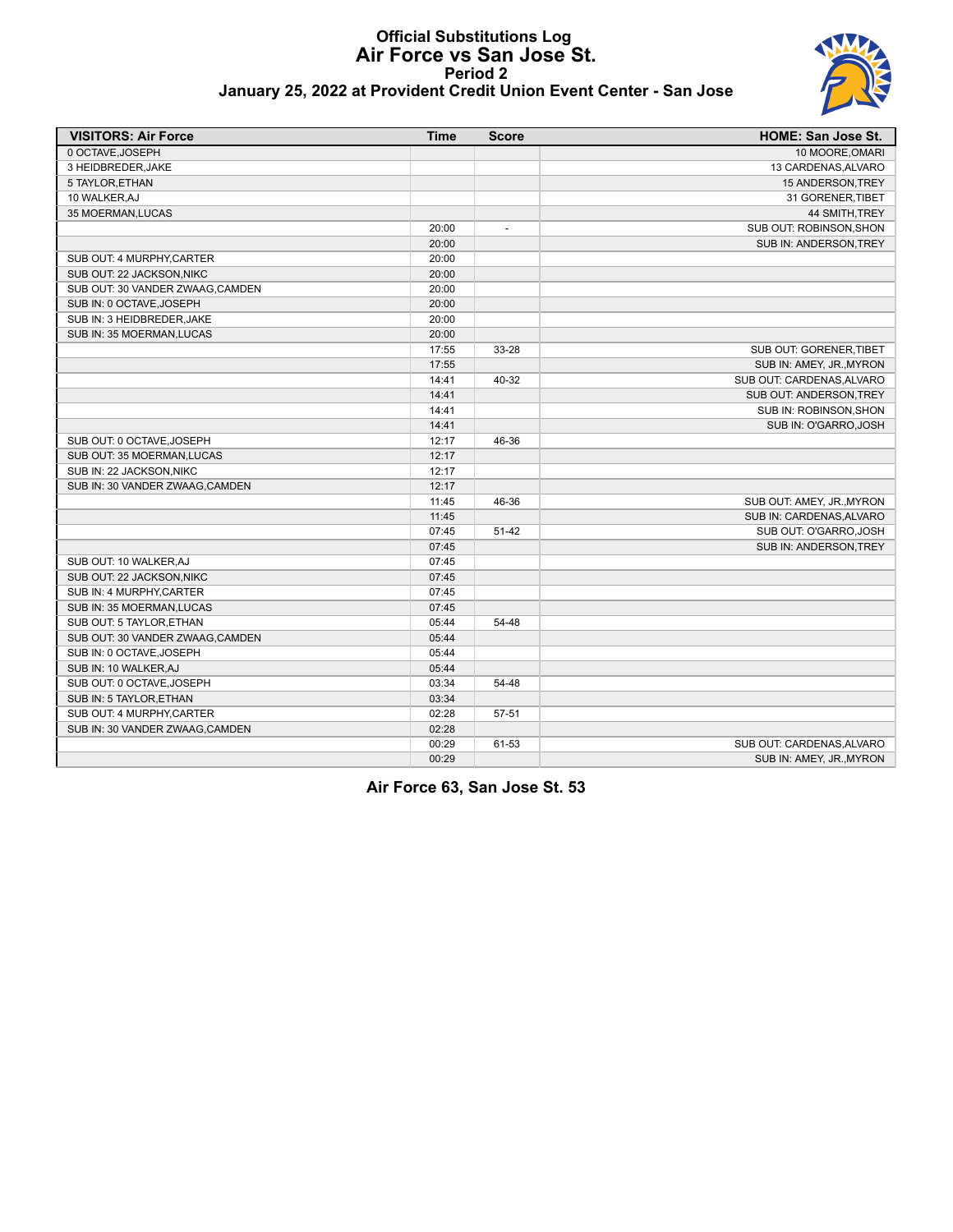# Official Substitutions Log
## Air Force vs San Jose St.
### Period 2
### January 25, 2022 at Provident Credit Union Event Center - San Jose

| VISITORS: Air Force | Time | Score | HOME: San Jose St. |
|---|---|---|---|
| 0 OCTAVE,JOSEPH | | | 10 MOORE,OMARI |
| 3 HEIDBREDER,JAKE | | | 13 CARDENAS,ALVARO |
| 5 TAYLOR,ETHAN | | | 15 ANDERSON,TREY |
| 10 WALKER,AJ | | | 31 GORENER,TIBET |
| 35 MOERMAN,LUCAS | | | 44 SMITH,TREY |
| | 20:00 | - | SUB OUT: ROBINSON,SHON |
| | 20:00 | | SUB IN: ANDERSON,TREY |
| SUB OUT: 4 MURPHY,CARTER | 20:00 | | |
| SUB OUT: 22 JACKSON,NIKC | 20:00 | | |
| SUB OUT: 30 VANDER ZWAAG,CAMDEN | 20:00 | | |
| SUB IN: 0 OCTAVE,JOSEPH | 20:00 | | |
| SUB IN: 3 HEIDBREDER,JAKE | 20:00 | | |
| SUB IN: 35 MOERMAN,LUCAS | 20:00 | | |
| | 17:55 | 33-28 | SUB OUT: GORENER,TIBET |
| | 17:55 | | SUB IN: AMEY, JR.,MYRON |
| | 14:41 | 40-32 | SUB OUT: CARDENAS,ALVARO |
| | 14:41 | | SUB OUT: ANDERSON,TREY |
| | 14:41 | | SUB IN: ROBINSON,SHON |
| | 14:41 | | SUB IN: O'GARRO,JOSH |
| SUB OUT: 0 OCTAVE,JOSEPH | 12:17 | 46-36 | |
| SUB OUT: 35 MOERMAN,LUCAS | 12:17 | | |
| SUB IN: 22 JACKSON,NIKC | 12:17 | | |
| SUB IN: 30 VANDER ZWAAG,CAMDEN | 12:17 | | |
| | 11:45 | 46-36 | SUB OUT: AMEY, JR.,MYRON |
| | 11:45 | | SUB IN: CARDENAS,ALVARO |
| | 07:45 | 51-42 | SUB OUT: O'GARRO,JOSH |
| | 07:45 | | SUB IN: ANDERSON,TREY |
| SUB OUT: 10 WALKER,AJ | 07:45 | | |
| SUB OUT: 22 JACKSON,NIKC | 07:45 | | |
| SUB IN: 4 MURPHY,CARTER | 07:45 | | |
| SUB IN: 35 MOERMAN,LUCAS | 07:45 | | |
| SUB OUT: 5 TAYLOR,ETHAN | 05:44 | 54-48 | |
| SUB OUT: 30 VANDER ZWAAG,CAMDEN | 05:44 | | |
| SUB IN: 0 OCTAVE,JOSEPH | 05:44 | | |
| SUB IN: 10 WALKER,AJ | 05:44 | | |
| SUB OUT: 0 OCTAVE,JOSEPH | 03:34 | 54-48 | |
| SUB IN: 5 TAYLOR,ETHAN | 03:34 | | |
| SUB OUT: 4 MURPHY,CARTER | 02:28 | 57-51 | |
| SUB IN: 30 VANDER ZWAAG,CAMDEN | 02:28 | | |
| | 00:29 | 61-53 | SUB OUT: CARDENAS,ALVARO |
| | 00:29 | | SUB IN: AMEY, JR.,MYRON |

**Air Force 63, San Jose St. 53**